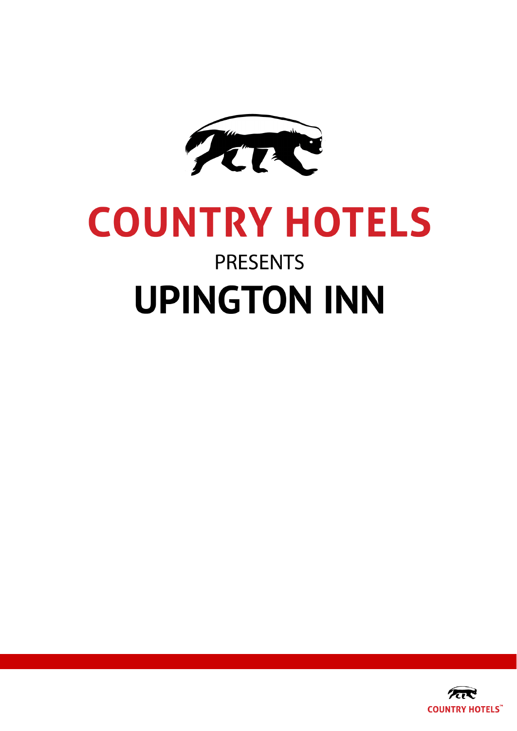# COUNTRY HOTELS

PRESENTS

# UPINGTON INN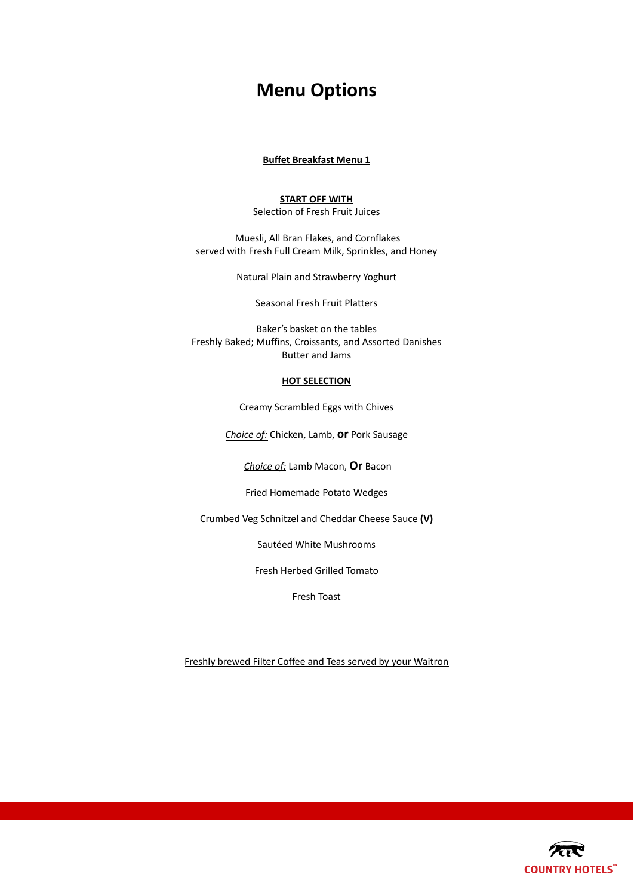# Menu Options

**Buffet Breakfast Menu 1**

**START OFF WITH**

Selection of Fresh Fruit Juices

Muesli, All Bran Flakes, and Cornflakes
served with Fresh Full Cream Milk, Sprinkles, and Honey

Natural Plain and Strawberry Yoghurt

Seasonal Fresh Fruit Platters

Baker's basket on the tables
Freshly Baked; Muffins, Croissants, and Assorted Danishes
Butter and Jams

**HOT SELECTION**

Creamy Scrambled Eggs with Chives

*Choice of:* Chicken, Lamb, **or** Pork Sausage

*Choice of:* Lamb Macon, **Or** Bacon

Fried Homemade Potato Wedges

Crumbed Veg Schnitzel and Cheddar Cheese Sauce **(V)**

Sautéed White Mushrooms

Fresh Herbed Grilled Tomato

Fresh Toast

Freshly brewed Filter Coffee and Teas served by your Waitron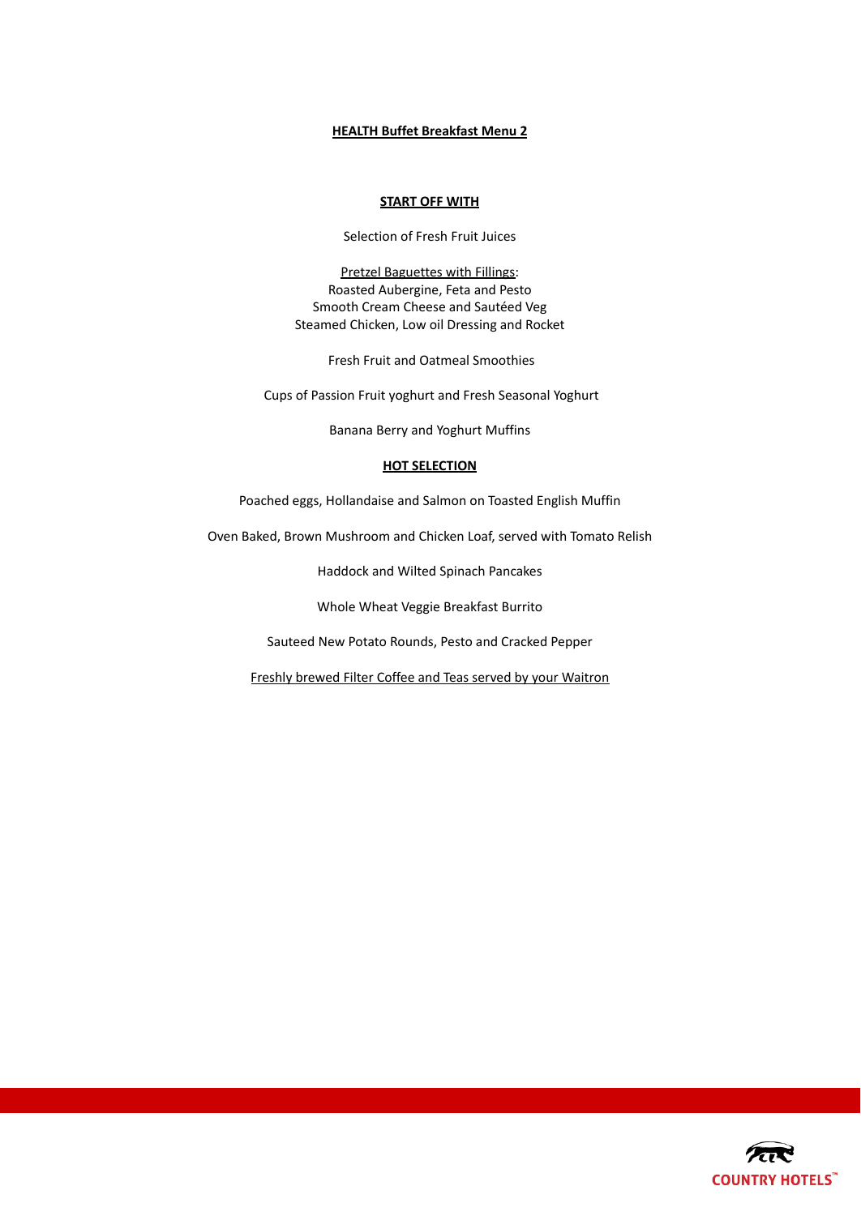# HEALTH Buffet Breakfast Menu 2

## START OFF WITH

Selection of Fresh Fruit Juices

Pretzel Baguettes with Fillings:
Roasted Aubergine, Feta and Pesto
Smooth Cream Cheese and Sautéed Veg
Steamed Chicken, Low oil Dressing and Rocket

Fresh Fruit and Oatmeal Smoothies

Cups of Passion Fruit yoghurt and Fresh Seasonal Yoghurt

Banana Berry and Yoghurt Muffins

## HOT SELECTION

Poached eggs, Hollandaise and Salmon on Toasted English Muffin

Oven Baked, Brown Mushroom and Chicken Loaf, served with Tomato Relish

Haddock and Wilted Spinach Pancakes

Whole Wheat Veggie Breakfast Burrito

Sauteed New Potato Rounds, Pesto and Cracked Pepper

Freshly brewed Filter Coffee and Teas served by your Waitron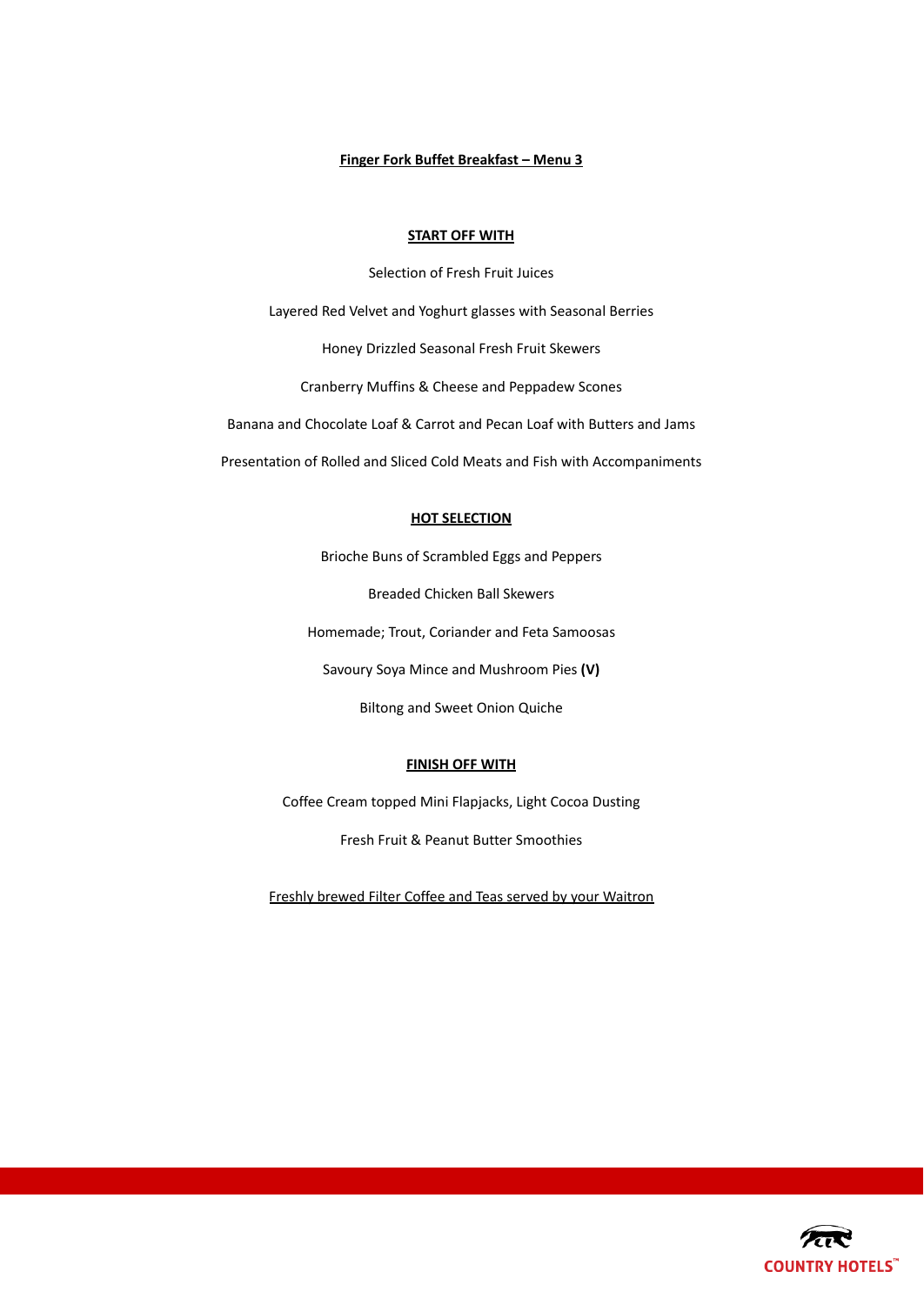## Finger Fork Buffet Breakfast – Menu 3

### START OFF WITH

Selection of Fresh Fruit Juices

Layered Red Velvet and Yoghurt glasses with Seasonal Berries

Honey Drizzled Seasonal Fresh Fruit Skewers

Cranberry Muffins & Cheese and Peppadew Scones

Banana and Chocolate Loaf & Carrot and Pecan Loaf with Butters and Jams

Presentation of Rolled and Sliced Cold Meats and Fish with Accompaniments

### HOT SELECTION

Brioche Buns of Scrambled Eggs and Peppers

Breaded Chicken Ball Skewers

Homemade; Trout, Coriander and Feta Samoosas

Savoury Soya Mince and Mushroom Pies **(V)**

Biltong and Sweet Onion Quiche

### FINISH OFF WITH

Coffee Cream topped Mini Flapjacks, Light Cocoa Dusting

Fresh Fruit & Peanut Butter Smoothies

Freshly brewed Filter Coffee and Teas served by your Waitron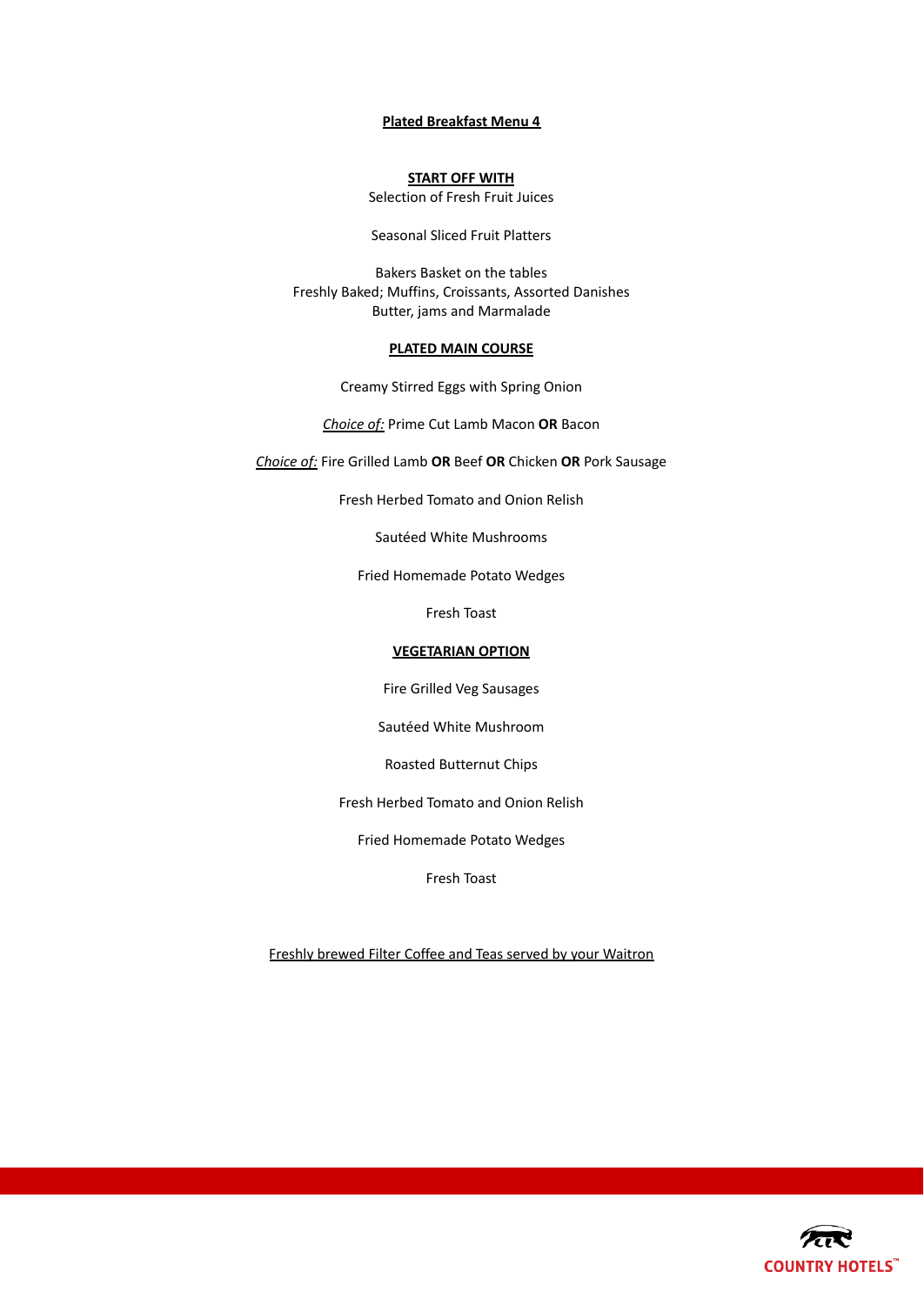## Plated Breakfast Menu 4

### START OFF WITH

Selection of Fresh Fruit Juices

Seasonal Sliced Fruit Platters

Bakers Basket on the tables
Freshly Baked; Muffins, Croissants, Assorted Danishes
Butter, jams and Marmalade

### PLATED MAIN COURSE

Creamy Stirred Eggs with Spring Onion

*Choice of:* Prime Cut Lamb Macon **OR** Bacon

*Choice of:* Fire Grilled Lamb **OR** Beef **OR** Chicken **OR** Pork Sausage

Fresh Herbed Tomato and Onion Relish

Sautéed White Mushrooms

Fried Homemade Potato Wedges

Fresh Toast

### VEGETARIAN OPTION

Fire Grilled Veg Sausages

Sautéed White Mushroom

Roasted Butternut Chips

Fresh Herbed Tomato and Onion Relish

Fried Homemade Potato Wedges

Fresh Toast

Freshly brewed Filter Coffee and Teas served by your Waitron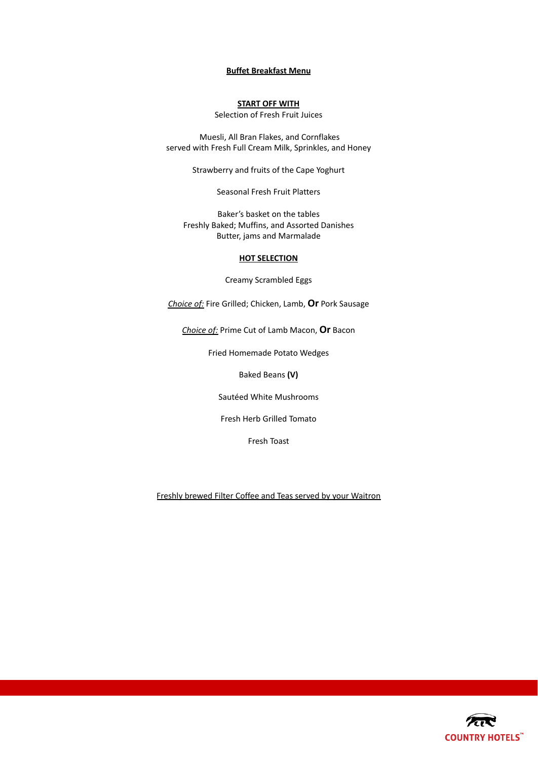# Buffet Breakfast Menu

## START OFF WITH

Selection of Fresh Fruit Juices

Muesli, All Bran Flakes, and Cornflakes
served with Fresh Full Cream Milk, Sprinkles, and Honey

Strawberry and fruits of the Cape Yoghurt

Seasonal Fresh Fruit Platters

Baker's basket on the tables
Freshly Baked; Muffins, and Assorted Danishes
Butter, jams and Marmalade

## HOT SELECTION

Creamy Scrambled Eggs

*Choice of:* Fire Grilled; Chicken, Lamb, **Or** Pork Sausage

*Choice of:* Prime Cut of Lamb Macon, **Or** Bacon

Fried Homemade Potato Wedges

Baked Beans **(V)**

Sautéed White Mushrooms

Fresh Herb Grilled Tomato

Fresh Toast

Freshly brewed Filter Coffee and Teas served by your Waitron

COUNTRY HOTELS™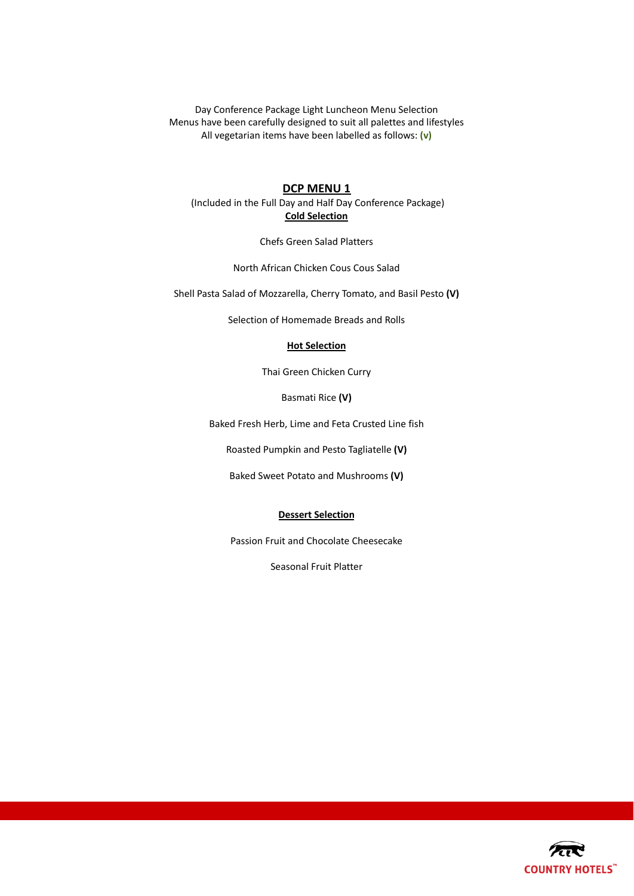Day Conference Package Light Luncheon Menu Selection
Menus have been carefully designed to suit all palettes and lifestyles
All vegetarian items have been labelled as follows: **(v)**

## DCP MENU 1

(Included in the Full Day and Half Day Conference Package)

### Cold Selection

Chefs Green Salad Platters

North African Chicken Cous Cous Salad

Shell Pasta Salad of Mozzarella, Cherry Tomato, and Basil Pesto **(V)**

Selection of Homemade Breads and Rolls

### Hot Selection

Thai Green Chicken Curry

Basmati Rice **(V)**

Baked Fresh Herb, Lime and Feta Crusted Line fish

Roasted Pumpkin and Pesto Tagliatelle **(V)**

Baked Sweet Potato and Mushrooms **(V)**

### Dessert Selection

Passion Fruit and Chocolate Cheesecake

Seasonal Fruit Platter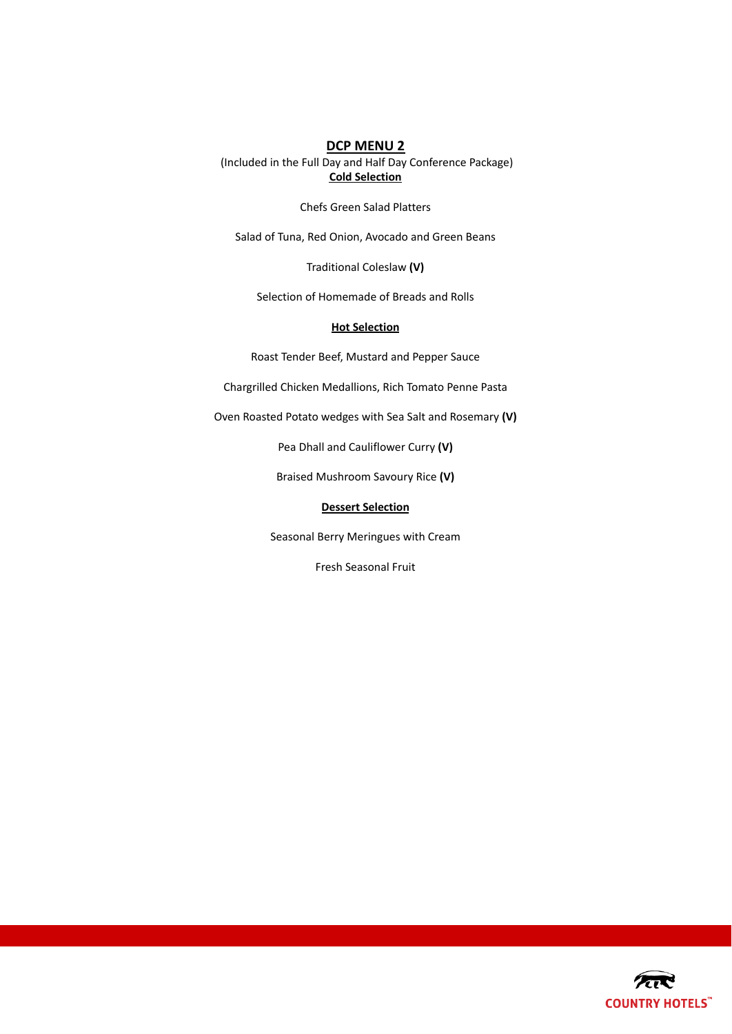## DCP MENU 2

(Included in the Full Day and Half Day Conference Package)

### Cold Selection

Chefs Green Salad Platters

Salad of Tuna, Red Onion, Avocado and Green Beans

Traditional Coleslaw **(V)**

Selection of Homemade of Breads and Rolls

### Hot Selection

Roast Tender Beef, Mustard and Pepper Sauce

Chargrilled Chicken Medallions, Rich Tomato Penne Pasta

Oven Roasted Potato wedges with Sea Salt and Rosemary **(V)**

Pea Dhall and Cauliflower Curry **(V)**

Braised Mushroom Savoury Rice **(V)**

### Dessert Selection

Seasonal Berry Meringues with Cream

Fresh Seasonal Fruit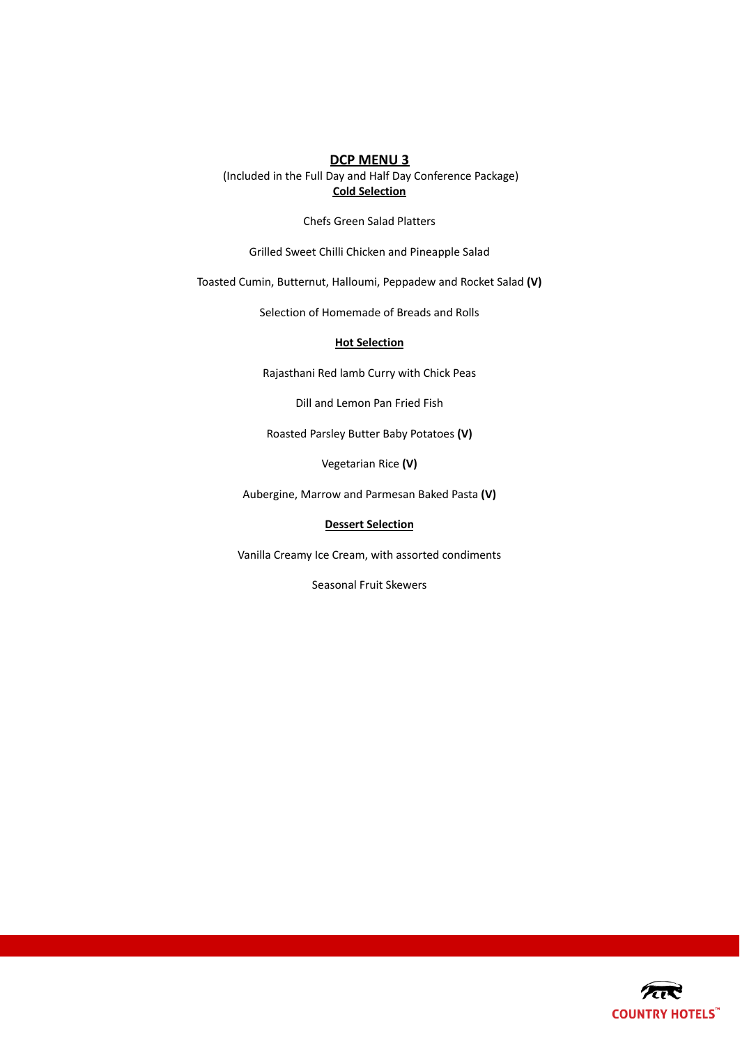# DCP MENU 3

(Included in the Full Day and Half Day Conference Package)

## Cold Selection

Chefs Green Salad Platters

Grilled Sweet Chilli Chicken and Pineapple Salad

Toasted Cumin, Butternut, Halloumi, Peppadew and Rocket Salad **(V)**

Selection of Homemade of Breads and Rolls

## Hot Selection

Rajasthani Red lamb Curry with Chick Peas

Dill and Lemon Pan Fried Fish

Roasted Parsley Butter Baby Potatoes **(V)**

Vegetarian Rice **(V)**

Aubergine, Marrow and Parmesan Baked Pasta **(V)**

## Dessert Selection

Vanilla Creamy Ice Cream, with assorted condiments

Seasonal Fruit Skewers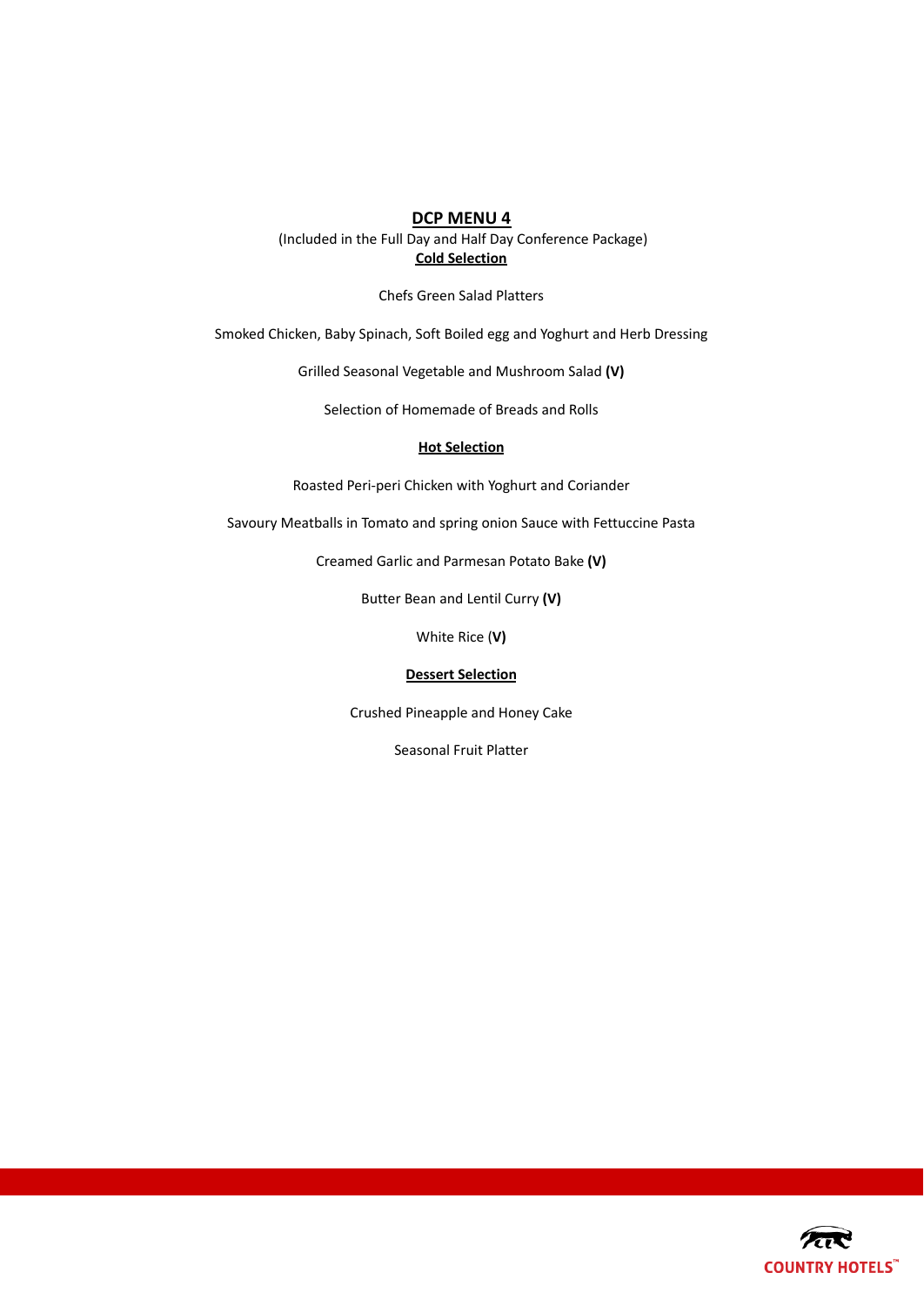## DCP MENU 4

(Included in the Full Day and Half Day Conference Package)

### Cold Selection

Chefs Green Salad Platters

Smoked Chicken, Baby Spinach, Soft Boiled egg and Yoghurt and Herb Dressing

Grilled Seasonal Vegetable and Mushroom Salad **(V)**

Selection of Homemade of Breads and Rolls

### Hot Selection

Roasted Peri-peri Chicken with Yoghurt and Coriander

Savoury Meatballs in Tomato and spring onion Sauce with Fettuccine Pasta

Creamed Garlic and Parmesan Potato Bake **(V)**

Butter Bean and Lentil Curry **(V)**

White Rice (**V)**

### Dessert Selection

Crushed Pineapple and Honey Cake

Seasonal Fruit Platter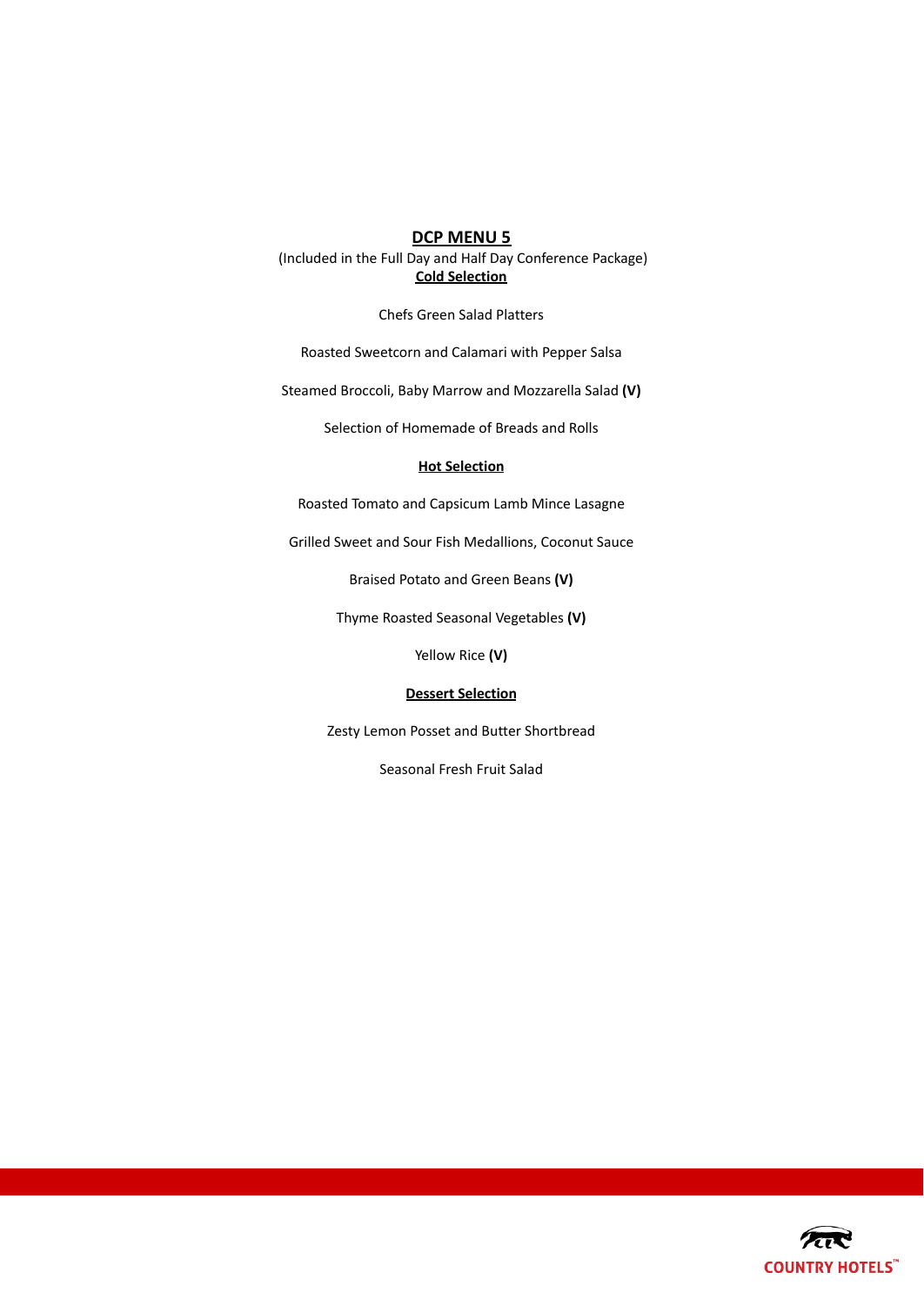## DCP MENU 5

(Included in the Full Day and Half Day Conference Package)

### Cold Selection

Chefs Green Salad Platters

Roasted Sweetcorn and Calamari with Pepper Salsa

Steamed Broccoli, Baby Marrow and Mozzarella Salad **(V)**

Selection of Homemade of Breads and Rolls

### Hot Selection

Roasted Tomato and Capsicum Lamb Mince Lasagne

Grilled Sweet and Sour Fish Medallions, Coconut Sauce

Braised Potato and Green Beans **(V)**

Thyme Roasted Seasonal Vegetables **(V)**

Yellow Rice **(V)**

### Dessert Selection

Zesty Lemon Posset and Butter Shortbread

Seasonal Fresh Fruit Salad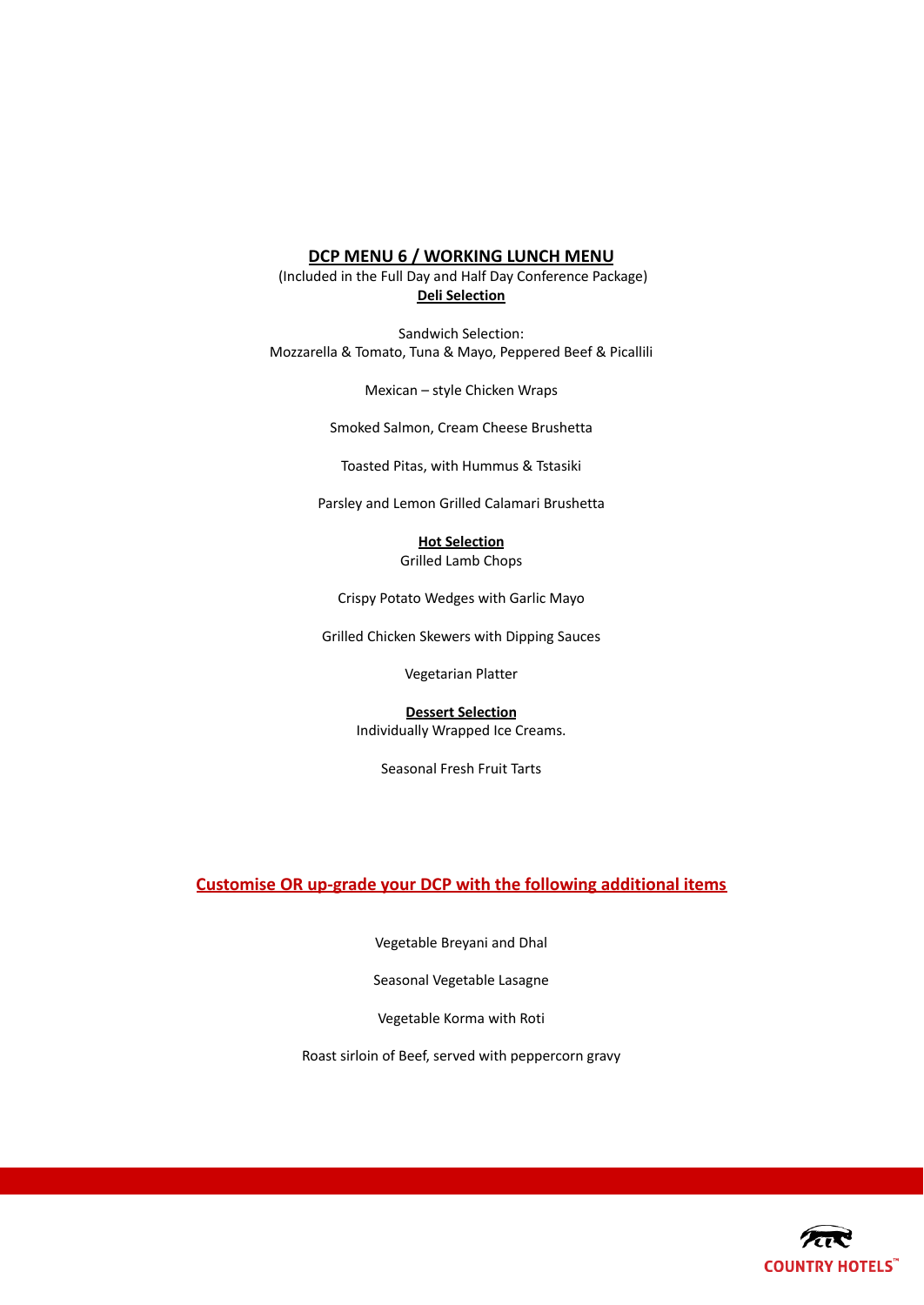## DCP MENU 6 / WORKING LUNCH MENU

(Included in the Full Day and Half Day Conference Package)

### Deli Selection

Sandwich Selection:
Mozzarella & Tomato, Tuna & Mayo, Peppered Beef & Picallili

Mexican – style Chicken Wraps

Smoked Salmon, Cream Cheese Brushetta

Toasted Pitas, with Hummus & Tstasiki

Parsley and Lemon Grilled Calamari Brushetta

### Hot Selection

Grilled Lamb Chops

Crispy Potato Wedges with Garlic Mayo

Grilled Chicken Skewers with Dipping Sauces

Vegetarian Platter

### Dessert Selection

Individually Wrapped Ice Creams.

Seasonal Fresh Fruit Tarts

## Customise OR up-grade your DCP with the following additional items

Vegetable Breyani and Dhal

Seasonal Vegetable Lasagne

Vegetable Korma with Roti

Roast sirloin of Beef, served with peppercorn gravy

COUNTRY HOTELS™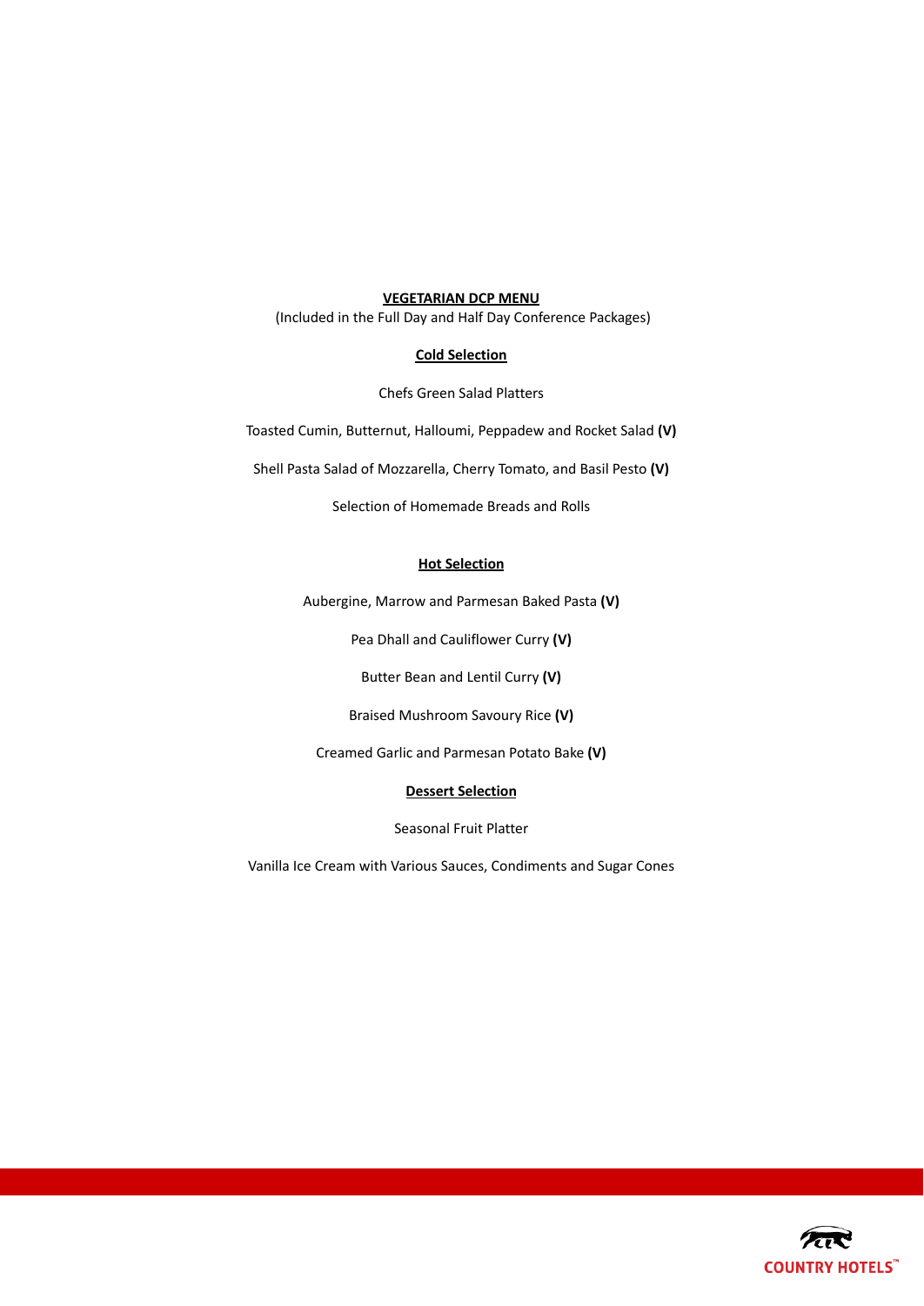## VEGETARIAN DCP MENU

(Included in the Full Day and Half Day Conference Packages)

### Cold Selection

Chefs Green Salad Platters

Toasted Cumin, Butternut, Halloumi, Peppadew and Rocket Salad **(V)**

Shell Pasta Salad of Mozzarella, Cherry Tomato, and Basil Pesto **(V)**

Selection of Homemade Breads and Rolls

### Hot Selection

Aubergine, Marrow and Parmesan Baked Pasta **(V)**

Pea Dhall and Cauliflower Curry **(V)**

Butter Bean and Lentil Curry **(V)**

Braised Mushroom Savoury Rice **(V)**

Creamed Garlic and Parmesan Potato Bake **(V)**

### Dessert Selection

Seasonal Fruit Platter

Vanilla Ice Cream with Various Sauces, Condiments and Sugar Cones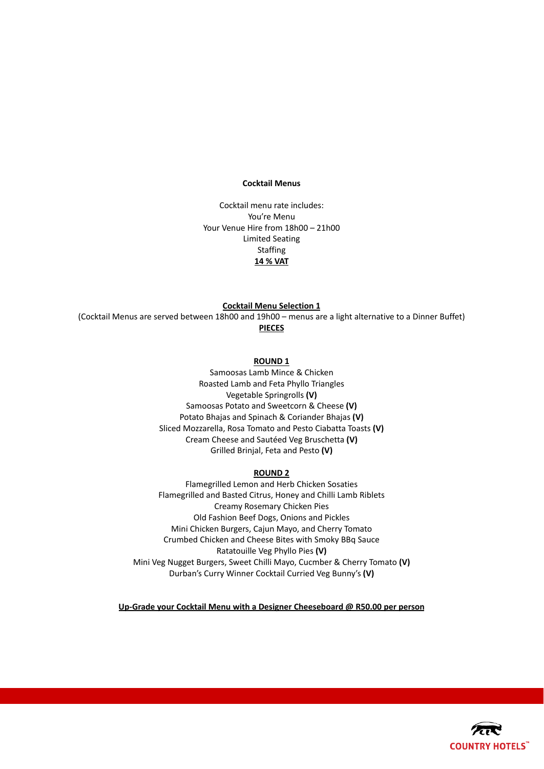**Cocktail Menus**

Cocktail menu rate includes:
You're Menu
Your Venue Hire from 18h00 – 21h00
Limited Seating
Staffing
**14 % VAT**

**Cocktail Menu Selection 1**
(Cocktail Menus are served between 18h00 and 19h00 – menus are a light alternative to a Dinner Buffet)
**PIECES**

**ROUND 1**

Samoosas Lamb Mince & Chicken
Roasted Lamb and Feta Phyllo Triangles
Vegetable Springrolls **(V)**
Samoosas Potato and Sweetcorn & Cheese **(V)**
Potato Bhajas and Spinach & Coriander Bhajas **(V)**
Sliced Mozzarella, Rosa Tomato and Pesto Ciabatta Toasts **(V)**
Cream Cheese and Sautéed Veg Bruschetta **(V)**
Grilled Brinjal, Feta and Pesto **(V)**

**ROUND 2**

Flamegrilled Lemon and Herb Chicken Sosaties
Flamegrilled and Basted Citrus, Honey and Chilli Lamb Riblets
Creamy Rosemary Chicken Pies
Old Fashion Beef Dogs, Onions and Pickles
Mini Chicken Burgers, Cajun Mayo, and Cherry Tomato
Crumbed Chicken and Cheese Bites with Smoky BBq Sauce
Ratatouille Veg Phyllo Pies **(V)**
Mini Veg Nugget Burgers, Sweet Chilli Mayo, Cucmber & Cherry Tomato **(V)**
Durban's Curry Winner Cocktail Curried Veg Bunny's **(V)**

**Up-Grade your Cocktail Menu with a Designer Cheeseboard @ R50.00 per person**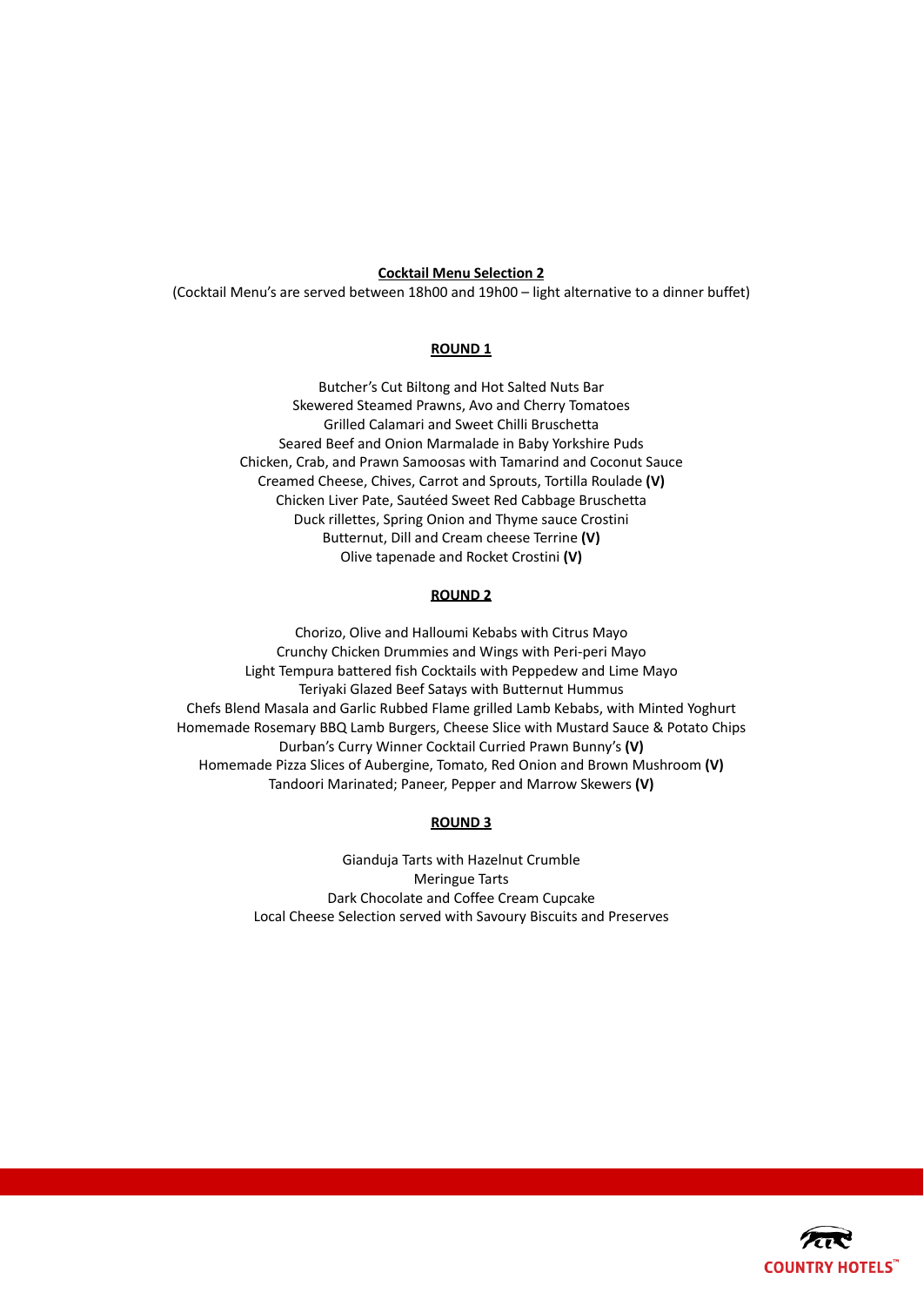## Cocktail Menu Selection 2

(Cocktail Menu's are served between 18h00 and 19h00 – light alternative to a dinner buffet)

### ROUND 1

Butcher's Cut Biltong and Hot Salted Nuts Bar
Skewered Steamed Prawns, Avo and Cherry Tomatoes
Grilled Calamari and Sweet Chilli Bruschetta
Seared Beef and Onion Marmalade in Baby Yorkshire Puds
Chicken, Crab, and Prawn Samoosas with Tamarind and Coconut Sauce
Creamed Cheese, Chives, Carrot and Sprouts, Tortilla Roulade **(V)**
Chicken Liver Pate, Sautéed Sweet Red Cabbage Bruschetta
Duck rillettes, Spring Onion and Thyme sauce Crostini
Butternut, Dill and Cream cheese Terrine **(V)**
Olive tapenade and Rocket Crostini **(V)**

### ROUND 2

Chorizo, Olive and Halloumi Kebabs with Citrus Mayo
Crunchy Chicken Drummies and Wings with Peri-peri Mayo
Light Tempura battered fish Cocktails with Peppedew and Lime Mayo
Teriyaki Glazed Beef Satays with Butternut Hummus
Chefs Blend Masala and Garlic Rubbed Flame grilled Lamb Kebabs, with Minted Yoghurt
Homemade Rosemary BBQ Lamb Burgers, Cheese Slice with Mustard Sauce & Potato Chips
Durban's Curry Winner Cocktail Curried Prawn Bunny's **(V)**
Homemade Pizza Slices of Aubergine, Tomato, Red Onion and Brown Mushroom **(V)**
Tandoori Marinated; Paneer, Pepper and Marrow Skewers **(V)**

### ROUND 3

Gianduja Tarts with Hazelnut Crumble
Meringue Tarts
Dark Chocolate and Coffee Cream Cupcake
Local Cheese Selection served with Savoury Biscuits and Preserves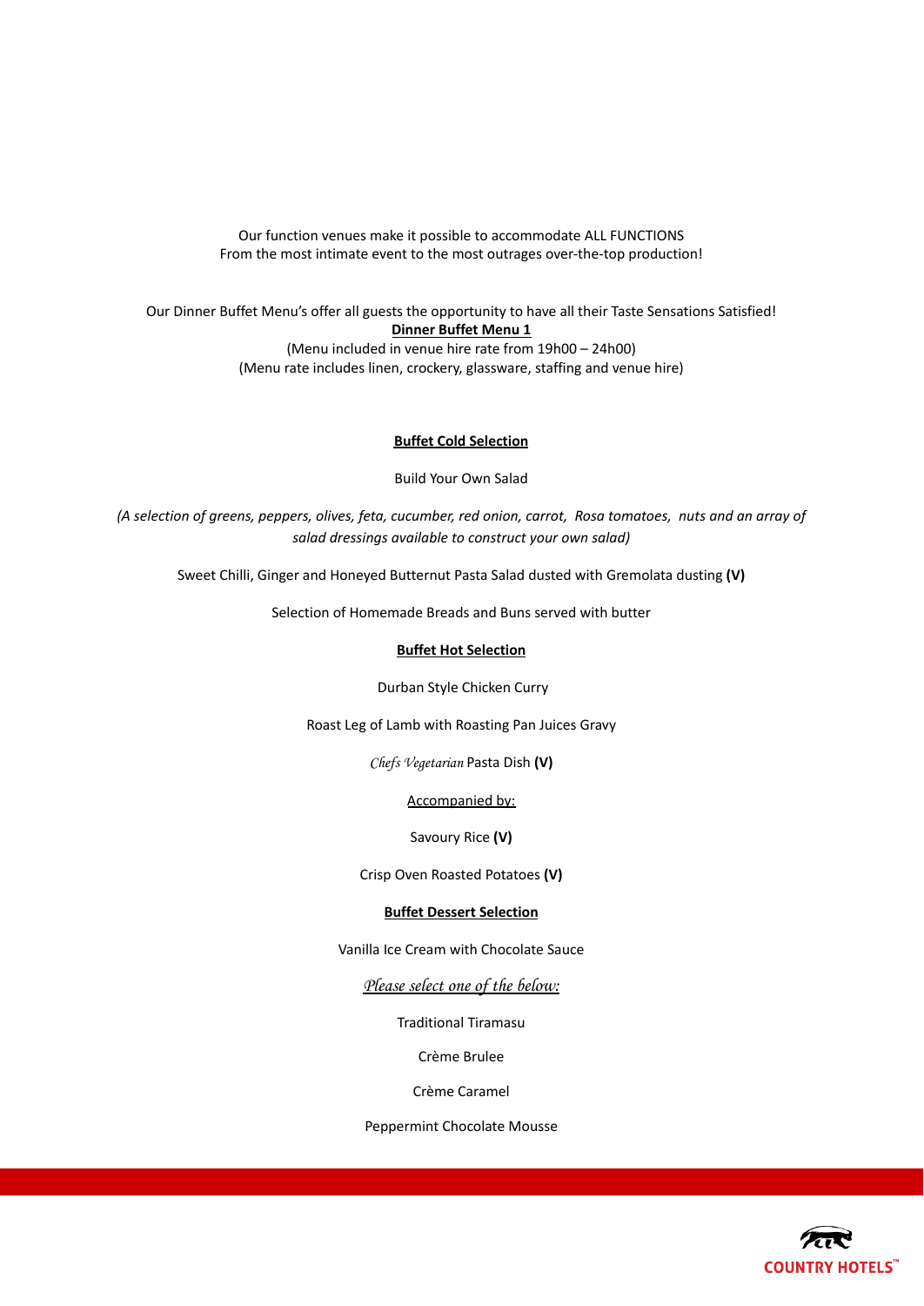Our function venues make it possible to accommodate ALL FUNCTIONS
From the most intimate event to the most outrages over-the-top production!

Our Dinner Buffet Menu's offer all guests the opportunity to have all their Taste Sensations Satisfied!

**Dinner Buffet Menu 1**

(Menu included in venue hire rate from 19h00 – 24h00)
(Menu rate includes linen, crockery, glassware, staffing and venue hire)

**Buffet Cold Selection**

Build Your Own Salad

*(A selection of greens, peppers, olives, feta, cucumber, red onion, carrot, Rosa tomatoes, nuts and an array of salad dressings available to construct your own salad)*

Sweet Chilli, Ginger and Honeyed Butternut Pasta Salad dusted with Gremolata dusting **(V)**

Selection of Homemade Breads and Buns served with butter

**Buffet Hot Selection**

Durban Style Chicken Curry

Roast Leg of Lamb with Roasting Pan Juices Gravy

*Chefs Vegetarian* Pasta Dish **(V)**

Accompanied by:

Savoury Rice **(V)**

Crisp Oven Roasted Potatoes **(V)**

**Buffet Dessert Selection**

Vanilla Ice Cream with Chocolate Sauce

*Please select one of the below:*

Traditional Tiramasu

Crème Brulee

Crème Caramel

Peppermint Chocolate Mousse

COUNTRY HOTELS™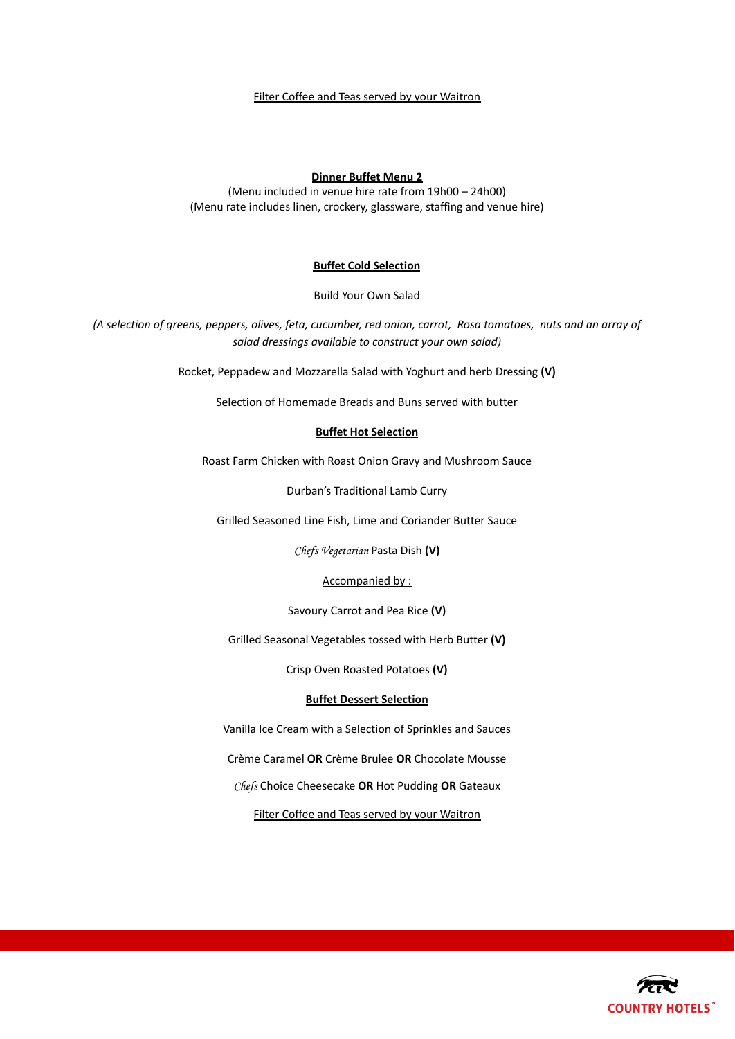Filter Coffee and Teas served by your Waitron

## Dinner Buffet Menu 2

(Menu included in venue hire rate from 19h00 – 24h00)
(Menu rate includes linen, crockery, glassware, staffing and venue hire)

### Buffet Cold Selection

Build Your Own Salad

*(A selection of greens, peppers, olives, feta, cucumber, red onion, carrot, Rosa tomatoes, nuts and an array of salad dressings available to construct your own salad)*

Rocket, Peppadew and Mozzarella Salad with Yoghurt and herb Dressing **(V)**

Selection of Homemade Breads and Buns served with butter

### Buffet Hot Selection

Roast Farm Chicken with Roast Onion Gravy and Mushroom Sauce

Durban's Traditional Lamb Curry

Grilled Seasoned Line Fish, Lime and Coriander Butter Sauce

*Chefs Vegetarian* Pasta Dish **(V)**

Accompanied by :

Savoury Carrot and Pea Rice **(V)**

Grilled Seasonal Vegetables tossed with Herb Butter **(V)**

Crisp Oven Roasted Potatoes **(V)**

### Buffet Dessert Selection

Vanilla Ice Cream with a Selection of Sprinkles and Sauces

Crème Caramel **OR** Crème Brulee **OR** Chocolate Mousse

*Chefs* Choice Cheesecake **OR** Hot Pudding **OR** Gateaux

Filter Coffee and Teas served by your Waitron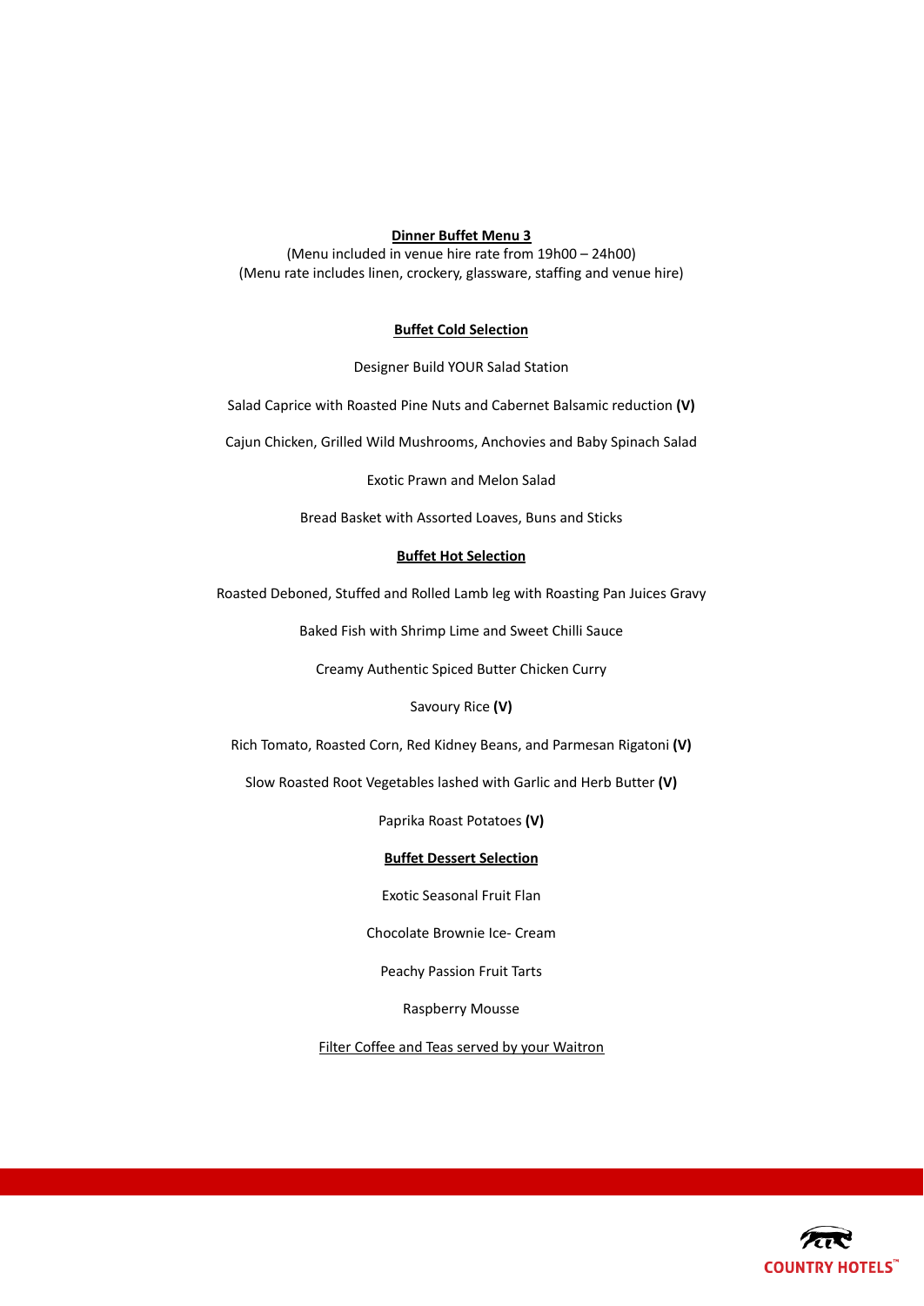## Dinner Buffet Menu 3

(Menu included in venue hire rate from 19h00 – 24h00)
(Menu rate includes linen, crockery, glassware, staffing and venue hire)

### Buffet Cold Selection

Designer Build YOUR Salad Station

Salad Caprice with Roasted Pine Nuts and Cabernet Balsamic reduction **(V)**

Cajun Chicken, Grilled Wild Mushrooms, Anchovies and Baby Spinach Salad

Exotic Prawn and Melon Salad

Bread Basket with Assorted Loaves, Buns and Sticks

### Buffet Hot Selection

Roasted Deboned, Stuffed and Rolled Lamb leg with Roasting Pan Juices Gravy

Baked Fish with Shrimp Lime and Sweet Chilli Sauce

Creamy Authentic Spiced Butter Chicken Curry

Savoury Rice **(V)**

Rich Tomato, Roasted Corn, Red Kidney Beans, and Parmesan Rigatoni **(V)**

Slow Roasted Root Vegetables lashed with Garlic and Herb Butter **(V)**

Paprika Roast Potatoes **(V)**

### Buffet Dessert Selection

Exotic Seasonal Fruit Flan

Chocolate Brownie Ice- Cream

Peachy Passion Fruit Tarts

Raspberry Mousse

Filter Coffee and Teas served by your Waitron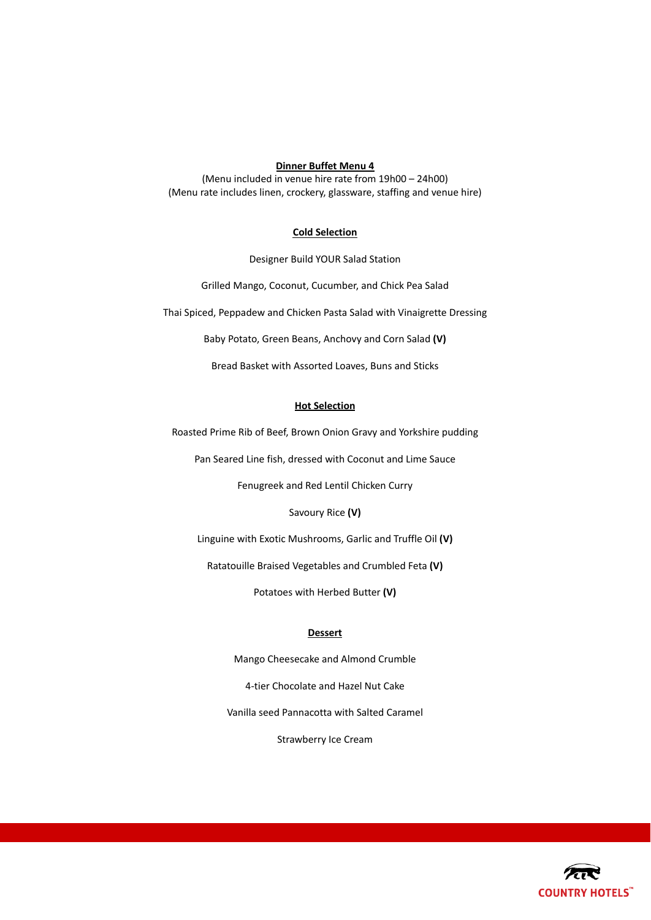## Dinner Buffet Menu 4

(Menu included in venue hire rate from 19h00 – 24h00)
(Menu rate includes linen, crockery, glassware, staffing and venue hire)

### Cold Selection

Designer Build YOUR Salad Station

Grilled Mango, Coconut, Cucumber, and Chick Pea Salad

Thai Spiced, Peppadew and Chicken Pasta Salad with Vinaigrette Dressing

Baby Potato, Green Beans, Anchovy and Corn Salad **(V)**

Bread Basket with Assorted Loaves, Buns and Sticks

### Hot Selection

Roasted Prime Rib of Beef, Brown Onion Gravy and Yorkshire pudding

Pan Seared Line fish, dressed with Coconut and Lime Sauce

Fenugreek and Red Lentil Chicken Curry

Savoury Rice **(V)**

Linguine with Exotic Mushrooms, Garlic and Truffle Oil **(V)**

Ratatouille Braised Vegetables and Crumbled Feta **(V)**

Potatoes with Herbed Butter **(V)**

### Dessert

Mango Cheesecake and Almond Crumble

4-tier Chocolate and Hazel Nut Cake

Vanilla seed Pannacotta with Salted Caramel

Strawberry Ice Cream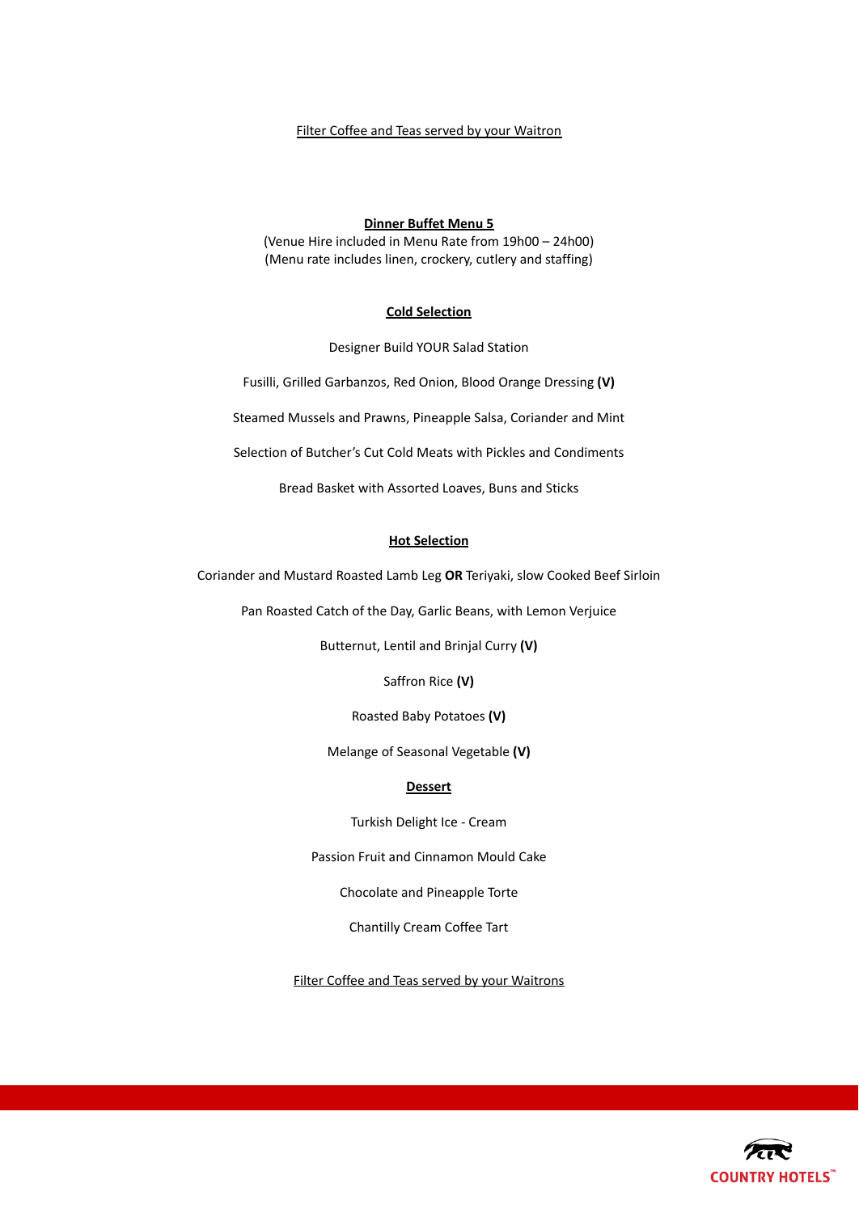Filter Coffee and Teas served by your Waitron

## Dinner Buffet Menu 5

(Venue Hire included in Menu Rate from 19h00 – 24h00)
(Menu rate includes linen, crockery, cutlery and staffing)

### Cold Selection

Designer Build YOUR Salad Station

Fusilli, Grilled Garbanzos, Red Onion, Blood Orange Dressing **(V)**

Steamed Mussels and Prawns, Pineapple Salsa, Coriander and Mint

Selection of Butcher's Cut Cold Meats with Pickles and Condiments

Bread Basket with Assorted Loaves, Buns and Sticks

### Hot Selection

Coriander and Mustard Roasted Lamb Leg **OR** Teriyaki, slow Cooked Beef Sirloin

Pan Roasted Catch of the Day, Garlic Beans, with Lemon Verjuice

Butternut, Lentil and Brinjal Curry **(V)**

Saffron Rice **(V)**

Roasted Baby Potatoes **(V)**

Melange of Seasonal Vegetable **(V)**

### Dessert

Turkish Delight Ice - Cream

Passion Fruit and Cinnamon Mould Cake

Chocolate and Pineapple Torte

Chantilly Cream Coffee Tart

Filter Coffee and Teas served by your Waitrons

COUNTRY HOTELS™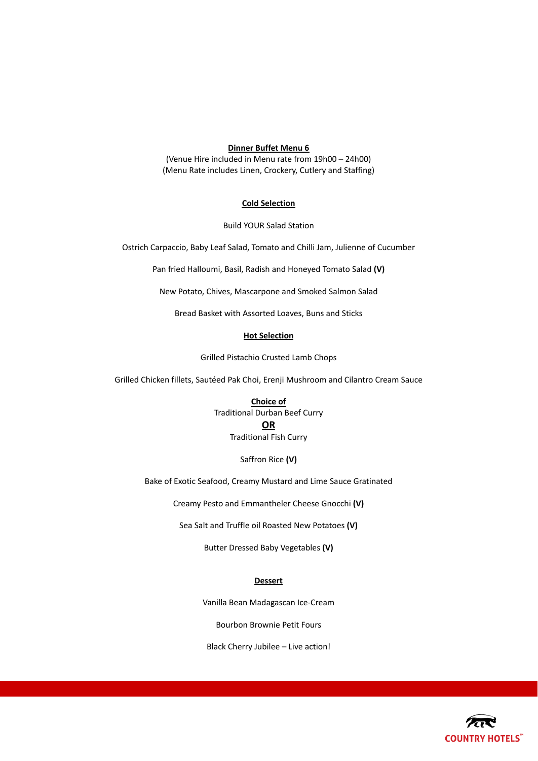**Dinner Buffet Menu 6**

(Venue Hire included in Menu rate from 19h00 – 24h00)
(Menu Rate includes Linen, Crockery, Cutlery and Staffing)

**Cold Selection**

Build YOUR Salad Station

Ostrich Carpaccio, Baby Leaf Salad, Tomato and Chilli Jam, Julienne of Cucumber

Pan fried Halloumi, Basil, Radish and Honeyed Tomato Salad **(V)**

New Potato, Chives, Mascarpone and Smoked Salmon Salad

Bread Basket with Assorted Loaves, Buns and Sticks

**Hot Selection**

Grilled Pistachio Crusted Lamb Chops

Grilled Chicken fillets, Sautéed Pak Choi, Erenji Mushroom and Cilantro Cream Sauce

**Choice of**
Traditional Durban Beef Curry
**OR**
Traditional Fish Curry

Saffron Rice **(V)**

Bake of Exotic Seafood, Creamy Mustard and Lime Sauce Gratinated

Creamy Pesto and Emmantheler Cheese Gnocchi **(V)**

Sea Salt and Truffle oil Roasted New Potatoes **(V)**

Butter Dressed Baby Vegetables **(V)**

**Dessert**

Vanilla Bean Madagascan Ice-Cream

Bourbon Brownie Petit Fours

Black Cherry Jubilee – Live action!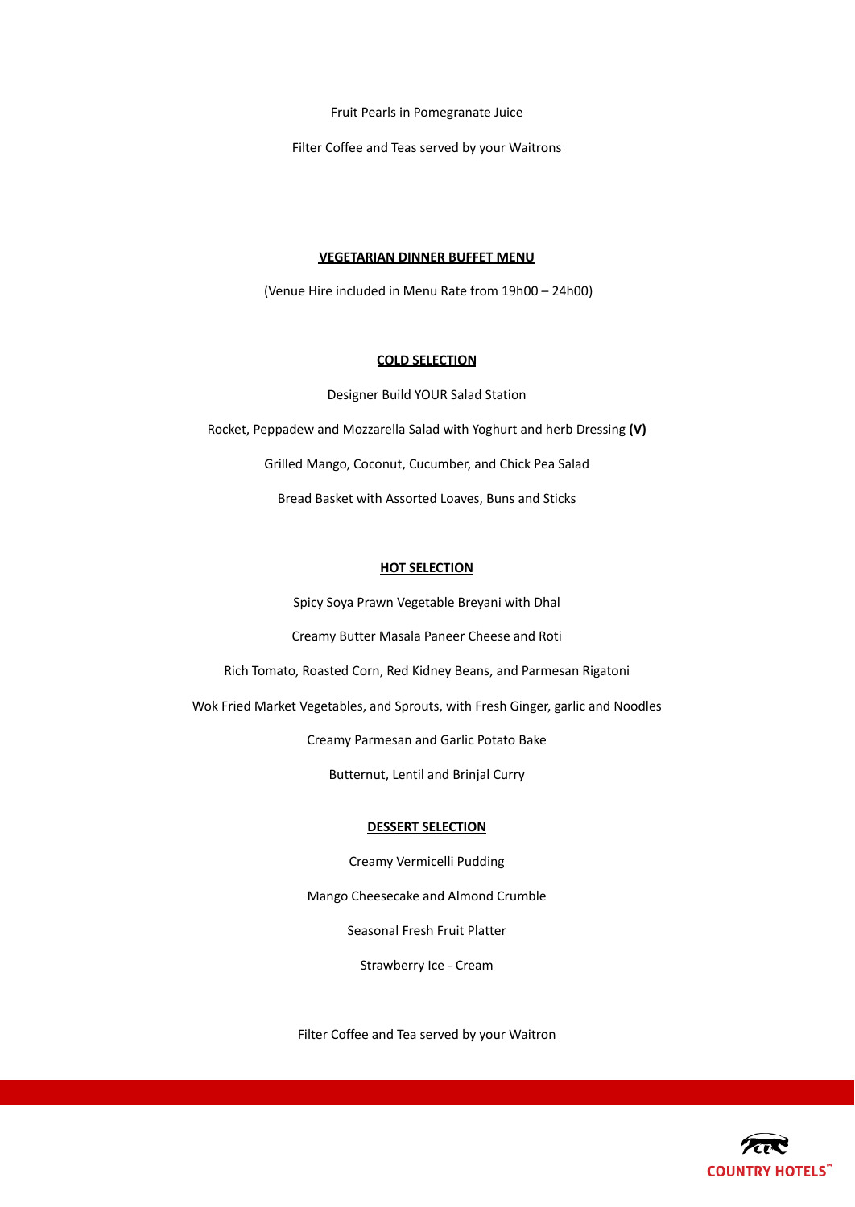Fruit Pearls in Pomegranate Juice

Filter Coffee and Teas served by your Waitrons

## VEGETARIAN DINNER BUFFET MENU

(Venue Hire included in Menu Rate from 19h00 – 24h00)

### COLD SELECTION

Designer Build YOUR Salad Station

Rocket, Peppadew and Mozzarella Salad with Yoghurt and herb Dressing **(V)**

Grilled Mango, Coconut, Cucumber, and Chick Pea Salad

Bread Basket with Assorted Loaves, Buns and Sticks

### HOT SELECTION

Spicy Soya Prawn Vegetable Breyani with Dhal

Creamy Butter Masala Paneer Cheese and Roti

Rich Tomato, Roasted Corn, Red Kidney Beans, and Parmesan Rigatoni

Wok Fried Market Vegetables, and Sprouts, with Fresh Ginger, garlic and Noodles

Creamy Parmesan and Garlic Potato Bake

Butternut, Lentil and Brinjal Curry

### DESSERT SELECTION

Creamy Vermicelli Pudding

Mango Cheesecake and Almond Crumble

Seasonal Fresh Fruit Platter

Strawberry Ice - Cream

Filter Coffee and Tea served by your Waitron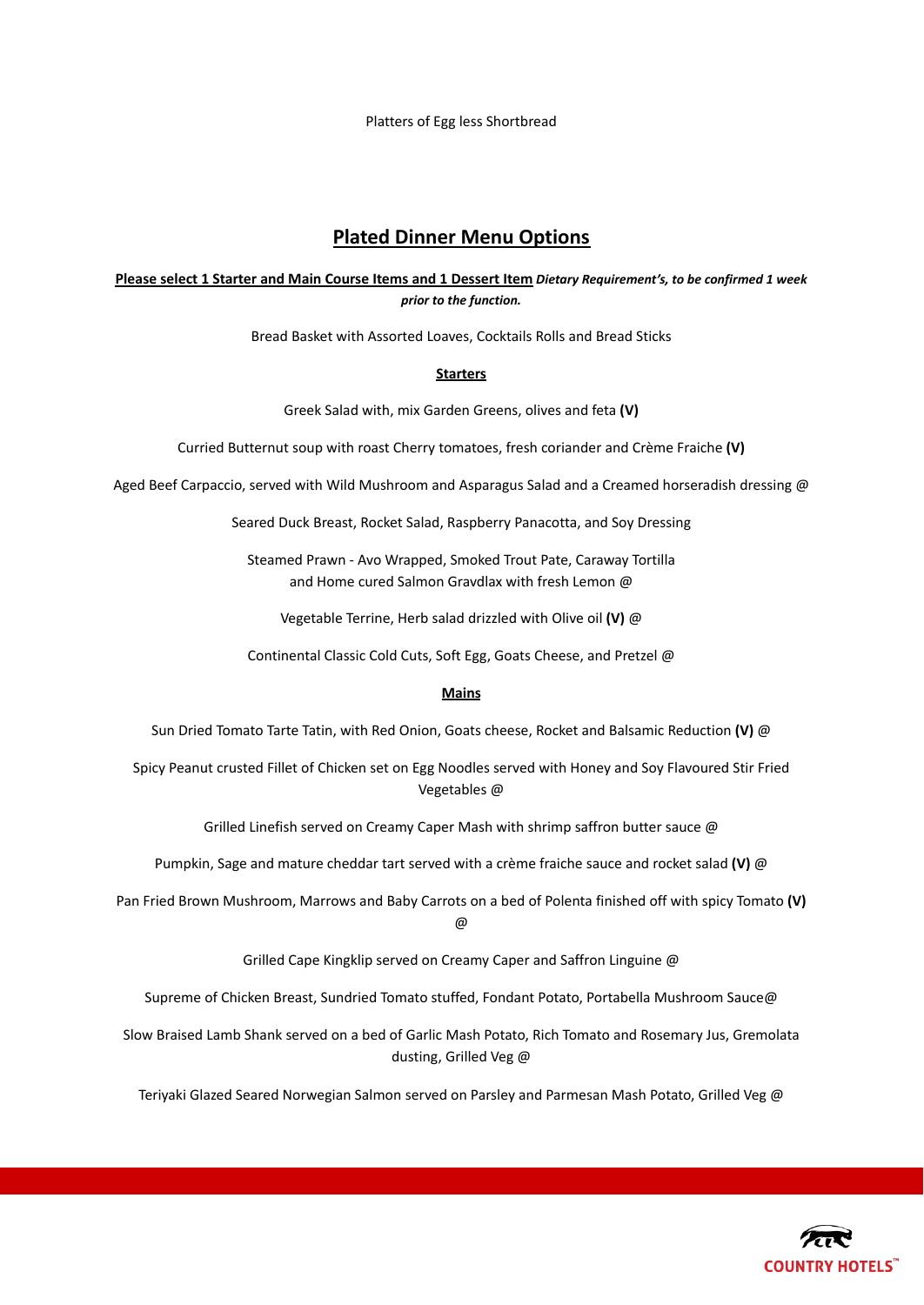Platters of Egg less Shortbread

## Plated Dinner Menu Options

**Please select 1 Starter and Main Course Items and 1 Dessert Item** ***Dietary Requirement's, to be confirmed 1 week prior to the function.***

Bread Basket with Assorted Loaves, Cocktails Rolls and Bread Sticks

### Starters

Greek Salad with, mix Garden Greens, olives and feta **(V)**

Curried Butternut soup with roast Cherry tomatoes, fresh coriander and Crème Fraiche **(V)**

Aged Beef Carpaccio, served with Wild Mushroom and Asparagus Salad and a Creamed horseradish dressing @

Seared Duck Breast, Rocket Salad, Raspberry Panacotta, and Soy Dressing

Steamed Prawn - Avo Wrapped, Smoked Trout Pate, Caraway Tortilla
and Home cured Salmon Gravdlax with fresh Lemon @

Vegetable Terrine, Herb salad drizzled with Olive oil **(V)** @

Continental Classic Cold Cuts, Soft Egg, Goats Cheese, and Pretzel @

### Mains

Sun Dried Tomato Tarte Tatin, with Red Onion, Goats cheese, Rocket and Balsamic Reduction **(V)** @

Spicy Peanut crusted Fillet of Chicken set on Egg Noodles served with Honey and Soy Flavoured Stir Fried Vegetables @

Grilled Linefish served on Creamy Caper Mash with shrimp saffron butter sauce @

Pumpkin, Sage and mature cheddar tart served with a crème fraiche sauce and rocket salad **(V)** @

Pan Fried Brown Mushroom, Marrows and Baby Carrots on a bed of Polenta finished off with spicy Tomato **(V)** @

Grilled Cape Kingklip served on Creamy Caper and Saffron Linguine @

Supreme of Chicken Breast, Sundried Tomato stuffed, Fondant Potato, Portabella Mushroom Sauce@

Slow Braised Lamb Shank served on a bed of Garlic Mash Potato, Rich Tomato and Rosemary Jus, Gremolata dusting, Grilled Veg @

Teriyaki Glazed Seared Norwegian Salmon served on Parsley and Parmesan Mash Potato, Grilled Veg @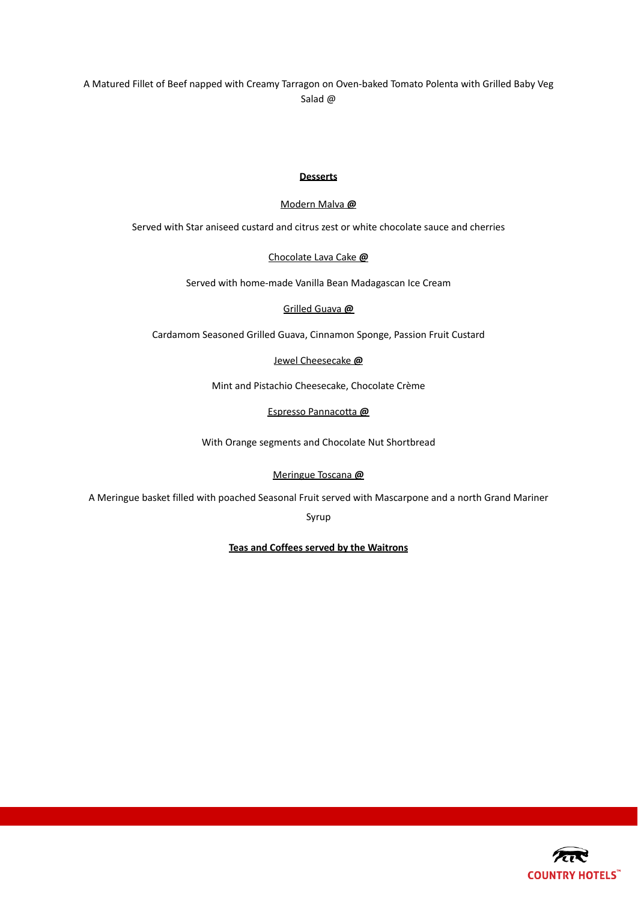A Matured Fillet of Beef napped with Creamy Tarragon on Oven-baked Tomato Polenta with Grilled Baby Veg Salad @

**Desserts**

Modern Malva **@**

Served with Star aniseed custard and citrus zest or white chocolate sauce and cherries

Chocolate Lava Cake **@**

Served with home-made Vanilla Bean Madagascan Ice Cream

Grilled Guava **@**

Cardamom Seasoned Grilled Guava, Cinnamon Sponge, Passion Fruit Custard

Jewel Cheesecake **@**

Mint and Pistachio Cheesecake, Chocolate Crème

Espresso Pannacotta **@**

With Orange segments and Chocolate Nut Shortbread

Meringue Toscana **@**

A Meringue basket filled with poached Seasonal Fruit served with Mascarpone and a north Grand Mariner Syrup

**Teas and Coffees served by the Waitrons**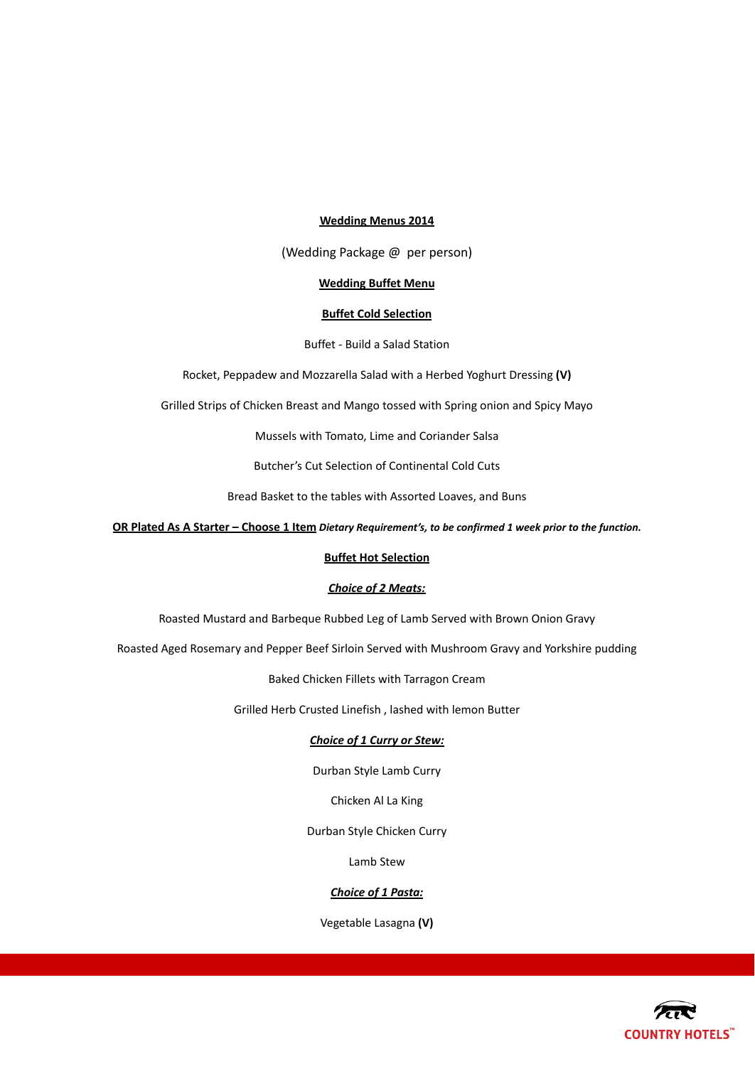**Wedding Menus 2014**

(Wedding Package @  per person)

**Wedding Buffet Menu**

**Buffet Cold Selection**

Buffet - Build a Salad Station

Rocket, Peppadew and Mozzarella Salad with a Herbed Yoghurt Dressing **(V)**

Grilled Strips of Chicken Breast and Mango tossed with Spring onion and Spicy Mayo

Mussels with Tomato, Lime and Coriander Salsa

Butcher's Cut Selection of Continental Cold Cuts

Bread Basket to the tables with Assorted Loaves, and Buns

**OR Plated As A Starter – Choose 1 Item** ***Dietary Requirement's, to be confirmed 1 week prior to the function.***

**Buffet Hot Selection**

***Choice of 2 Meats:***

Roasted Mustard and Barbeque Rubbed Leg of Lamb Served with Brown Onion Gravy

Roasted Aged Rosemary and Pepper Beef Sirloin Served with Mushroom Gravy and Yorkshire pudding

Baked Chicken Fillets with Tarragon Cream

Grilled Herb Crusted Linefish , lashed with lemon Butter

***Choice of 1 Curry or Stew:***

Durban Style Lamb Curry

Chicken Al La King

Durban Style Chicken Curry

Lamb Stew

***Choice of 1 Pasta:***

Vegetable Lasagna **(V)**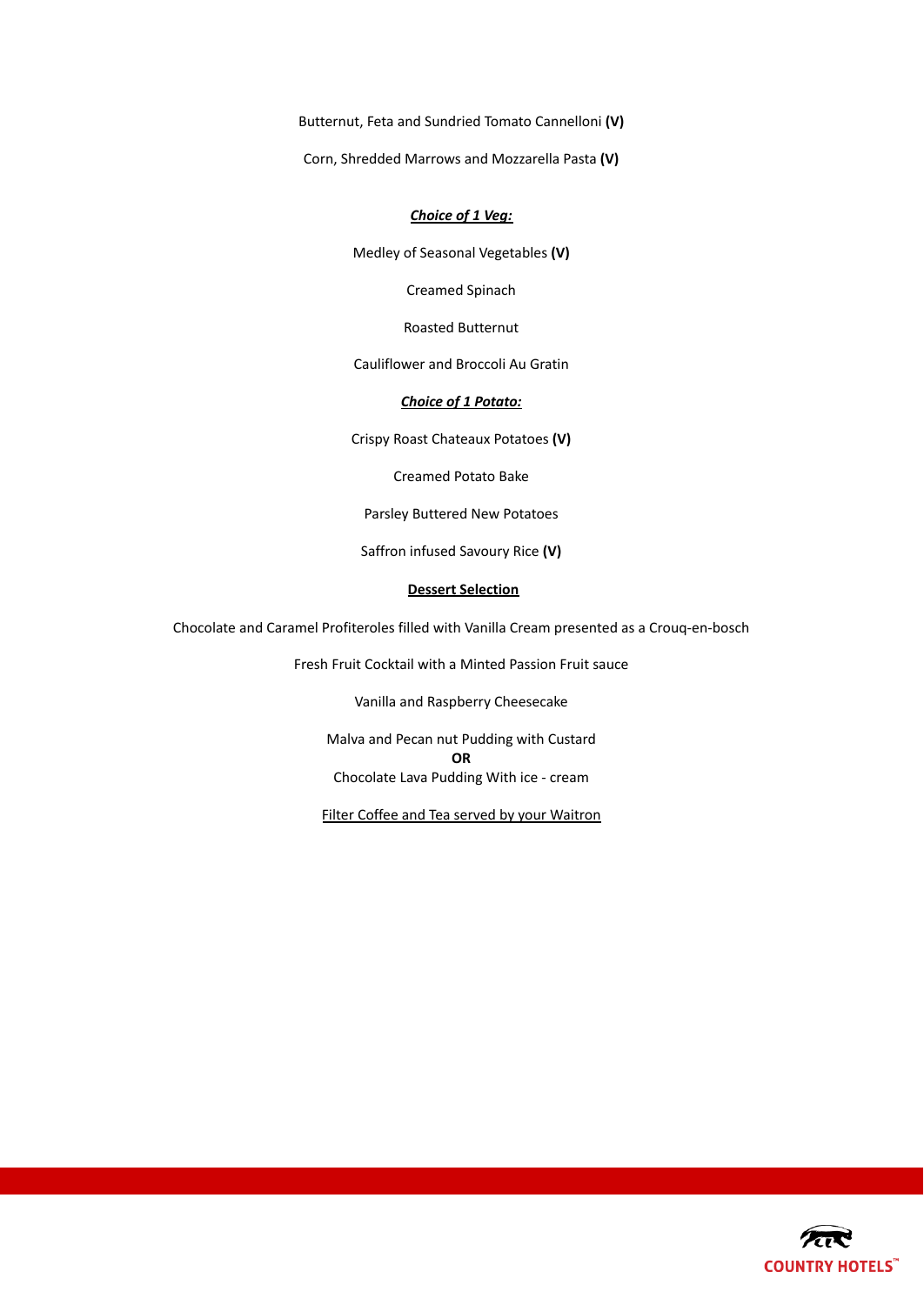Butternut, Feta and Sundried Tomato Cannelloni **(V)**

Corn, Shredded Marrows and Mozzarella Pasta **(V)**

***Choice of 1 Veg:***

Medley of Seasonal Vegetables **(V)**

Creamed Spinach

Roasted Butternut

Cauliflower and Broccoli Au Gratin

***Choice of 1 Potato:***

Crispy Roast Chateaux Potatoes **(V)**

Creamed Potato Bake

Parsley Buttered New Potatoes

Saffron infused Savoury Rice **(V)**

**Dessert Selection**

Chocolate and Caramel Profiteroles filled with Vanilla Cream presented as a Crouq-en-bosch

Fresh Fruit Cocktail with a Minted Passion Fruit sauce

Vanilla and Raspberry Cheesecake

Malva and Pecan nut Pudding with Custard
**OR**
Chocolate Lava Pudding With ice - cream

Filter Coffee and Tea served by your Waitron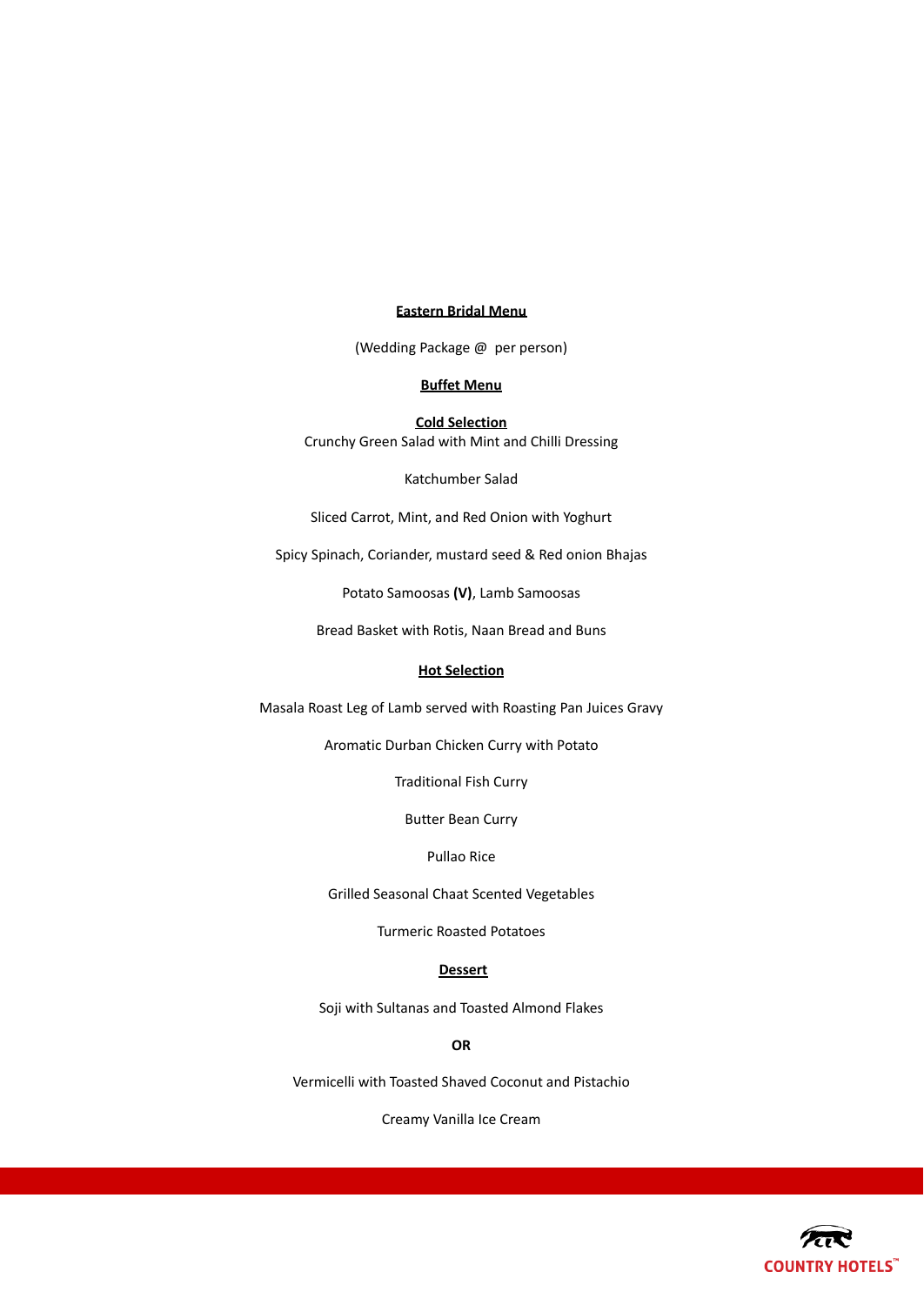# Eastern Bridal Menu

(Wedding Package @  per person)

## Buffet Menu

### Cold Selection

Crunchy Green Salad with Mint and Chilli Dressing

Katchumber Salad

Sliced Carrot, Mint, and Red Onion with Yoghurt

Spicy Spinach, Coriander, mustard seed & Red onion Bhajas

Potato Samoosas **(V)**, Lamb Samoosas

Bread Basket with Rotis, Naan Bread and Buns

### Hot Selection

Masala Roast Leg of Lamb served with Roasting Pan Juices Gravy

Aromatic Durban Chicken Curry with Potato

Traditional Fish Curry

Butter Bean Curry

Pullao Rice

Grilled Seasonal Chaat Scented Vegetables

Turmeric Roasted Potatoes

### Dessert

Soji with Sultanas and Toasted Almond Flakes

**OR**

Vermicelli with Toasted Shaved Coconut and Pistachio

Creamy Vanilla Ice Cream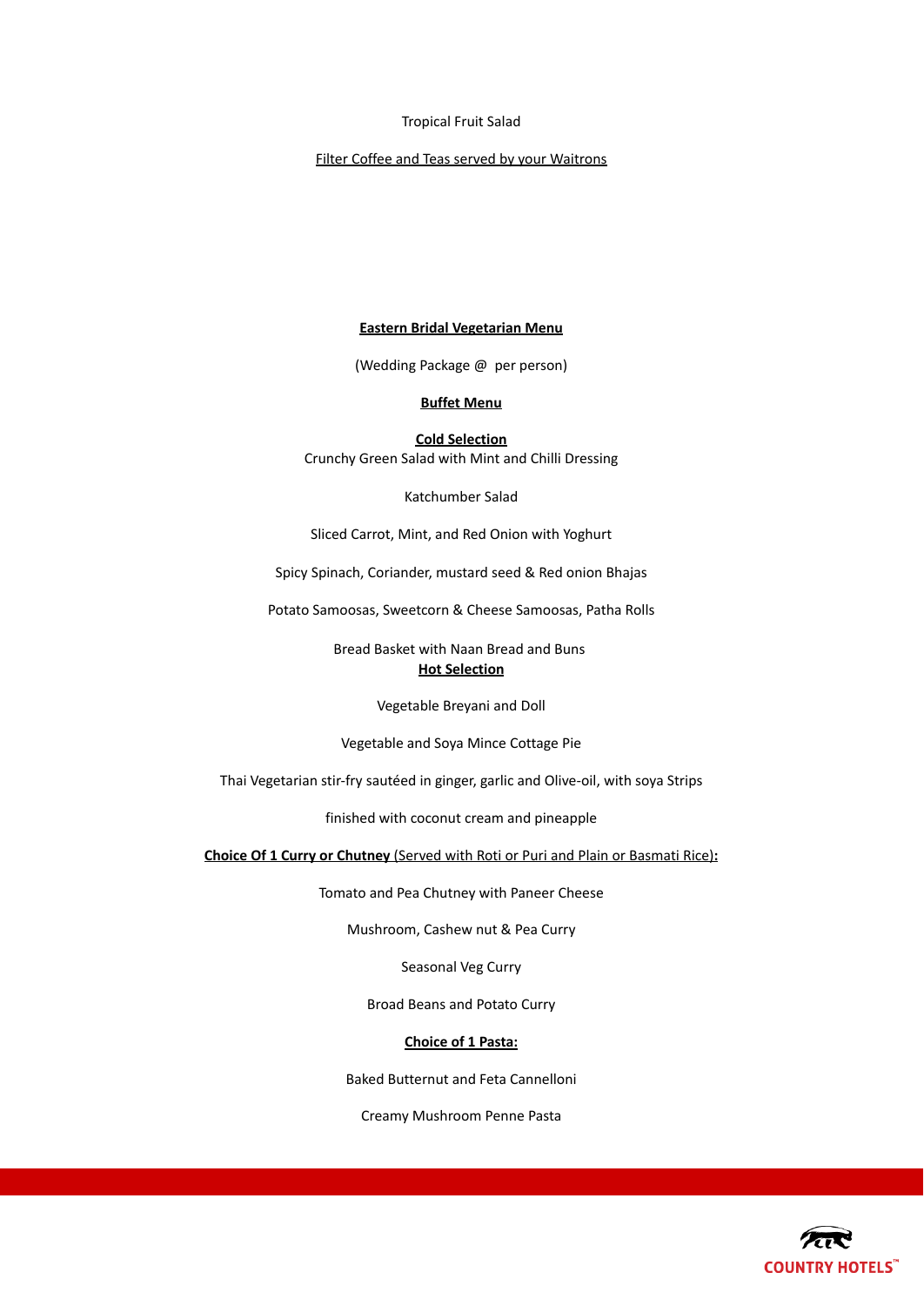Tropical Fruit Salad

Filter Coffee and Teas served by your Waitrons

## Eastern Bridal Vegetarian Menu

(Wedding Package @  per person)

### Buffet Menu

**Cold Selection**

Crunchy Green Salad with Mint and Chilli Dressing

Katchumber Salad

Sliced Carrot, Mint, and Red Onion with Yoghurt

Spicy Spinach, Coriander, mustard seed & Red onion Bhajas

Potato Samoosas, Sweetcorn & Cheese Samoosas, Patha Rolls

Bread Basket with Naan Bread and Buns

**Hot Selection**

Vegetable Breyani and Doll

Vegetable and Soya Mince Cottage Pie

Thai Vegetarian stir-fry sautéed in ginger, garlic and Olive-oil, with soya Strips

finished with coconut cream and pineapple

**Choice Of 1 Curry or Chutney** (Served with Roti or Puri and Plain or Basmati Rice)**:**

Tomato and Pea Chutney with Paneer Cheese

Mushroom, Cashew nut & Pea Curry

Seasonal Veg Curry

Broad Beans and Potato Curry

**Choice of 1 Pasta:**

Baked Butternut and Feta Cannelloni

Creamy Mushroom Penne Pasta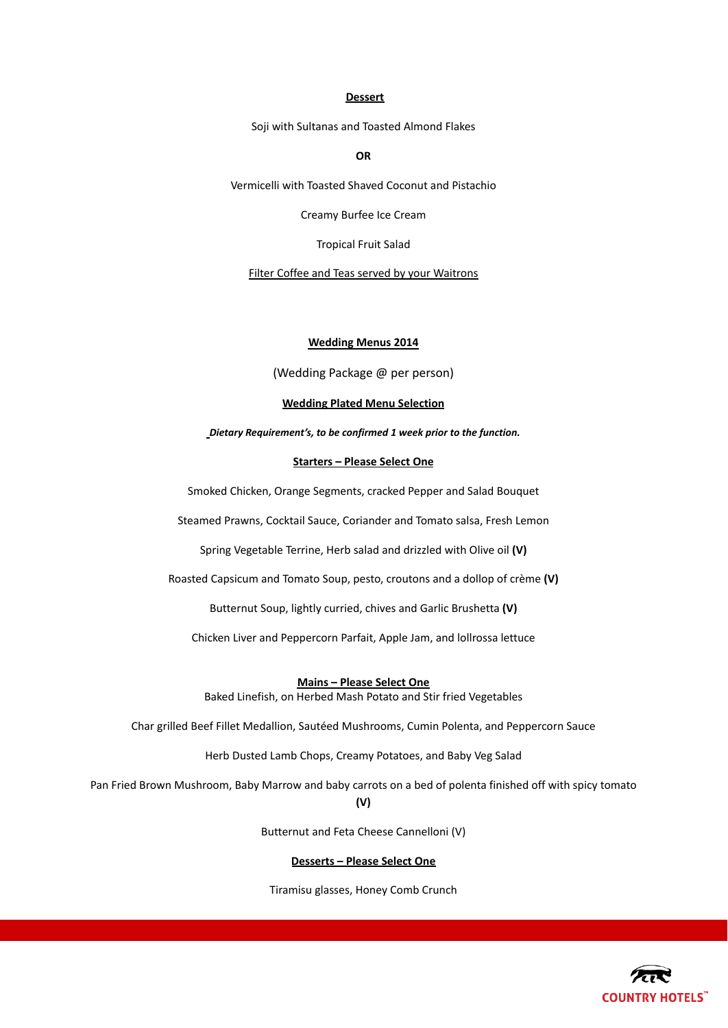**Dessert**

Soji with Sultanas and Toasted Almond Flakes

**OR**

Vermicelli with Toasted Shaved Coconut and Pistachio

Creamy Burfee Ice Cream

Tropical Fruit Salad

Filter Coffee and Teas served by your Waitrons

## Wedding Menus 2014

(Wedding Package @ per person)

**Wedding Plated Menu Selection**

***Dietary Requirement's, to be confirmed 1 week prior to the function.***

**Starters – Please Select One**

Smoked Chicken, Orange Segments, cracked Pepper and Salad Bouquet

Steamed Prawns, Cocktail Sauce, Coriander and Tomato salsa, Fresh Lemon

Spring Vegetable Terrine, Herb salad and drizzled with Olive oil **(V)**

Roasted Capsicum and Tomato Soup, pesto, croutons and a dollop of crème **(V)**

Butternut Soup, lightly curried, chives and Garlic Brushetta **(V)**

Chicken Liver and Peppercorn Parfait, Apple Jam, and lollrossa lettuce

**Mains – Please Select One**

Baked Linefish, on Herbed Mash Potato and Stir fried Vegetables

Char grilled Beef Fillet Medallion, Sautéed Mushrooms, Cumin Polenta, and Peppercorn Sauce

Herb Dusted Lamb Chops, Creamy Potatoes, and Baby Veg Salad

Pan Fried Brown Mushroom, Baby Marrow and baby carrots on a bed of polenta finished off with spicy tomato **(V)**

Butternut and Feta Cheese Cannelloni (V)

**Desserts – Please Select One**

Tiramisu glasses, Honey Comb Crunch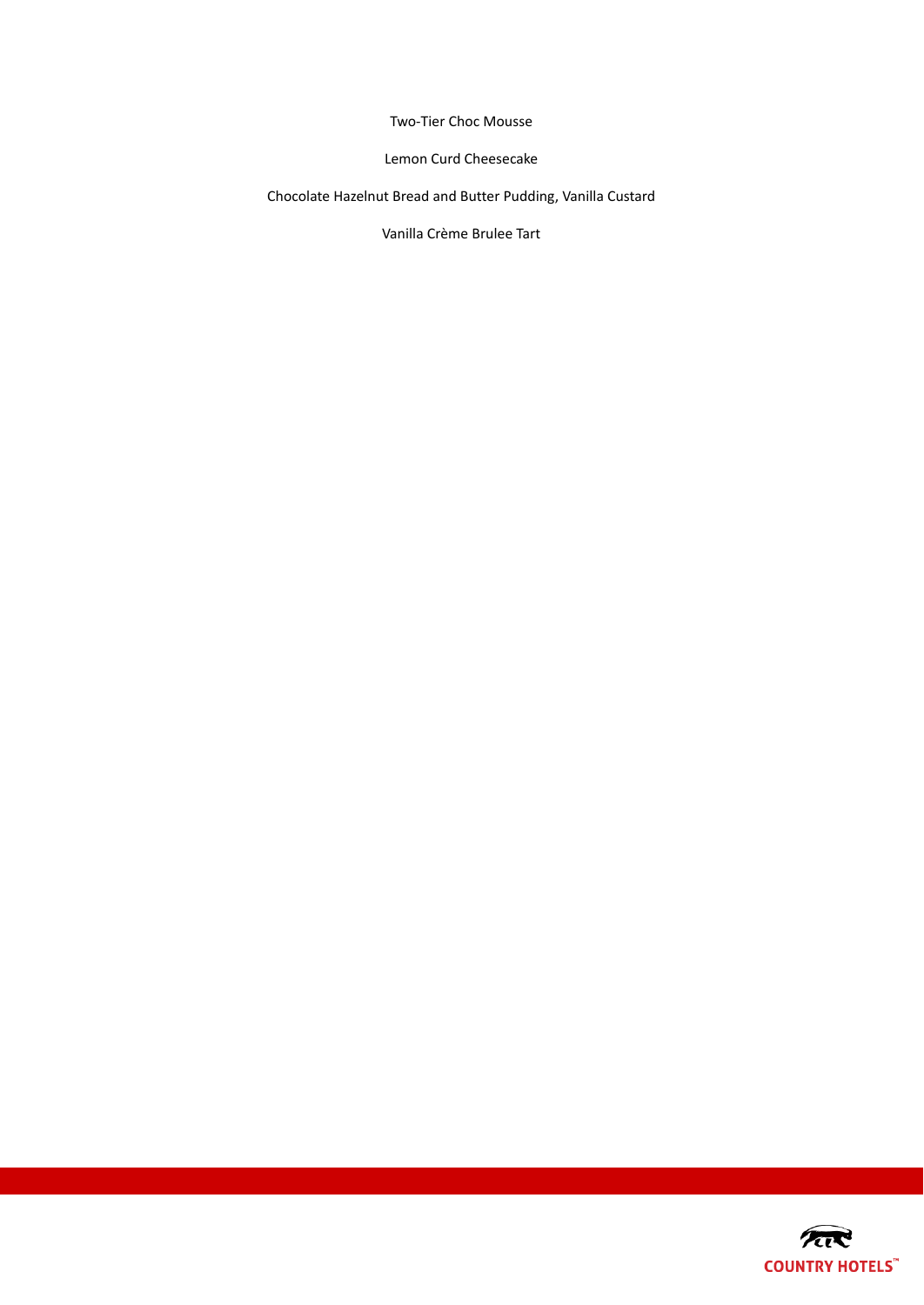Two-Tier Choc Mousse

Lemon Curd Cheesecake

Chocolate Hazelnut Bread and Butter Pudding, Vanilla Custard

Vanilla Crème Brulee Tart